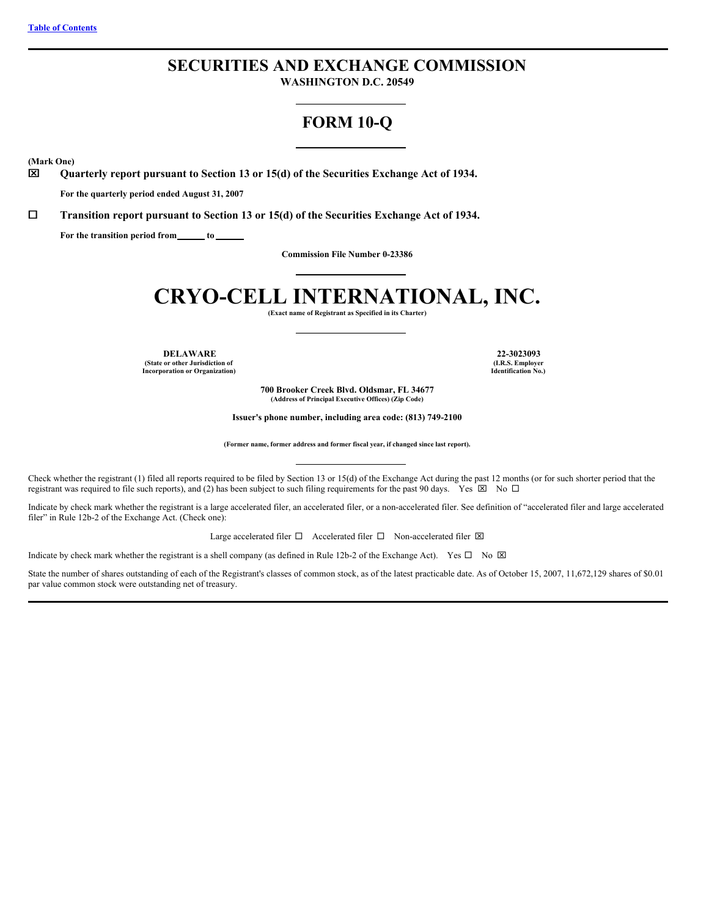[Table of Contents]

# SECURITIES AND EXCHANGE COMMISSION

**WASHINGTON D.C. 20549**

## FORM 10-Q

**(Mark One)**

☒ **Quarterly report pursuant to Section 13 or 15(d) of the Securities Exchange Act of 1934.**

**For the quarterly period ended August 31, 2007**

☐ **Transition report pursuant to Section 13 or 15(d) of the Securities Exchange Act of 1934.**

**For the transition period from \_\_\_\_\_\_ to \_\_\_\_\_\_**

**Commission File Number 0-23386**

# CRYO-CELL INTERNATIONAL, INC.

**(Exact name of Registrant as Specified in its Charter)**

| **DELAWARE** | **22-3023093** |
|---|---|
| **(State or other Jurisdiction of Incorporation or Organization)** | **(I.R.S. Employer Identification No.)** |

**700 Brooker Creek Blvd. Oldsmar, FL 34677**
**(Address of Principal Executive Offices) (Zip Code)**

**Issuer's phone number, including area code: (813) 749-2100**

**(Former name, former address and former fiscal year, if changed since last report).**

Check whether the registrant (1) filed all reports required to be filed by Section 13 or 15(d) of the Exchange Act during the past 12 months (or for such shorter period that the registrant was required to file such reports), and (2) has been subject to such filing requirements for the past 90 days. Yes ☒ No ☐

Indicate by check mark whether the registrant is a large accelerated filer, an accelerated filer, or a non-accelerated filer. See definition of "accelerated filer and large accelerated filer" in Rule 12b-2 of the Exchange Act. (Check one):

Large accelerated filer ☐ Accelerated filer ☐ Non-accelerated filer ☒

Indicate by check mark whether the registrant is a shell company (as defined in Rule 12b-2 of the Exchange Act). Yes ☐ No ☒

State the number of shares outstanding of each of the Registrant's classes of common stock, as of the latest practicable date. As of October 15, 2007, 11,672,129 shares of $0.01 par value common stock were outstanding net of treasury.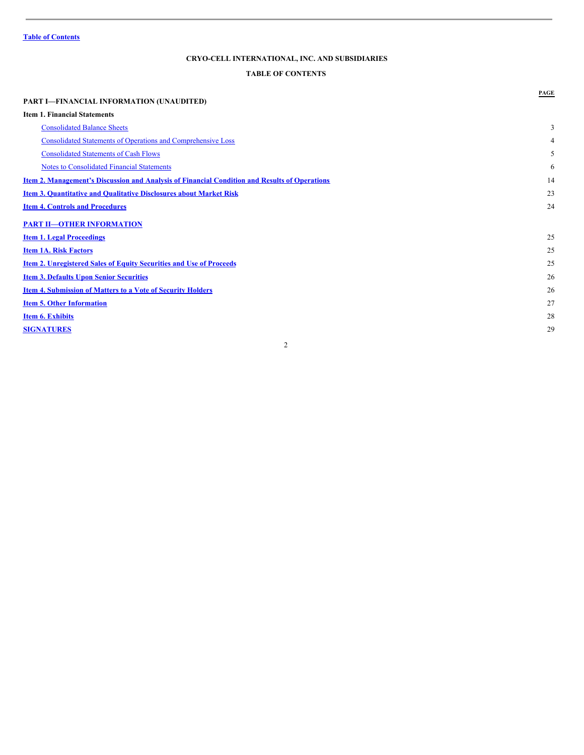[Table of Contents](#)

## CRYO-CELL INTERNATIONAL, INC. AND SUBSIDIARIES

## TABLE OF CONTENTS

| | PAGE |
|---|---|
| **PART I—FINANCIAL INFORMATION (UNAUDITED)** | |
| **Item 1. Financial Statements** | |
| Consolidated Balance Sheets | 3 |
| Consolidated Statements of Operations and Comprehensive Loss | 4 |
| Consolidated Statements of Cash Flows | 5 |
| Notes to Consolidated Financial Statements | 6 |
| **Item 2. Management's Discussion and Analysis of Financial Condition and Results of Operations** | 14 |
| **Item 3. Quantitative and Qualitative Disclosures about Market Risk** | 23 |
| **Item 4. Controls and Procedures** | 24 |
| **PART II—OTHER INFORMATION** | |
| **Item 1. Legal Proceedings** | 25 |
| **Item 1A. Risk Factors** | 25 |
| **Item 2. Unregistered Sales of Equity Securities and Use of Proceeds** | 25 |
| **Item 3. Defaults Upon Senior Securities** | 26 |
| **Item 4. Submission of Matters to a Vote of Security Holders** | 26 |
| **Item 5. Other Information** | 27 |
| **Item 6. Exhibits** | 28 |
| **SIGNATURES** | 29 |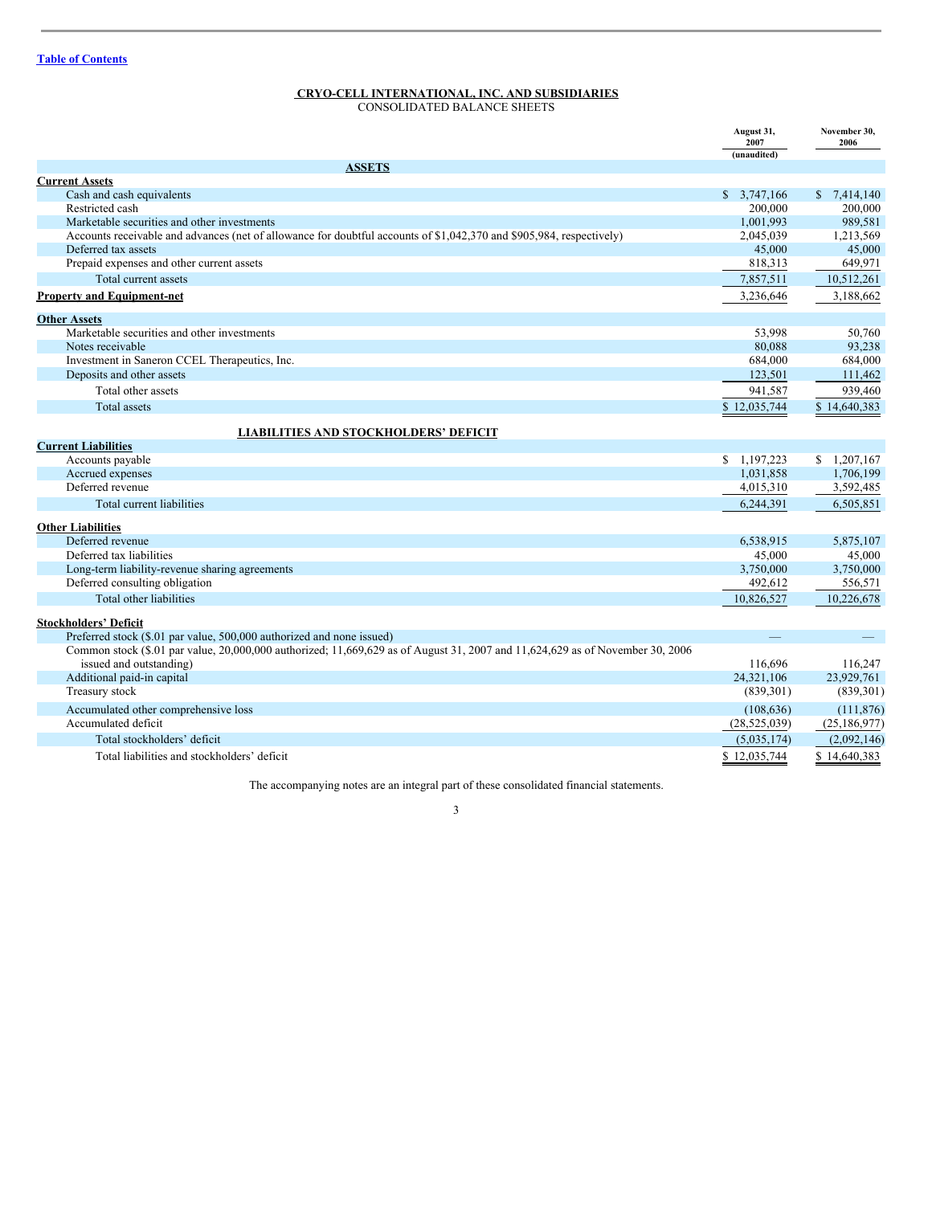Table of Contents

# CRYO-CELL INTERNATIONAL, INC. AND SUBSIDIARIES

## CONSOLIDATED BALANCE SHEETS

| | August 31, 2007 (unaudited) | November 30, 2006 |
|---|---|---|
| **ASSETS** | | |
| **Current Assets** | | |
| Cash and cash equivalents | $ 3,747,166 | $ 7,414,140 |
| Restricted cash | 200,000 | 200,000 |
| Marketable securities and other investments | 1,001,993 | 989,581 |
| Accounts receivable and advances (net of allowance for doubtful accounts of $1,042,370 and $905,984, respectively) | 2,045,039 | 1,213,569 |
| Deferred tax assets | 45,000 | 45,000 |
| Prepaid expenses and other current assets | 818,313 | 649,971 |
| Total current assets | 7,857,511 | 10,512,261 |
| **Property and Equipment-net** | 3,236,646 | 3,188,662 |
| **Other Assets** | | |
| Marketable securities and other investments | 53,998 | 50,760 |
| Notes receivable | 80,088 | 93,238 |
| Investment in Saneron CCEL Therapeutics, Inc. | 684,000 | 684,000 |
| Deposits and other assets | 123,501 | 111,462 |
| Total other assets | 941,587 | 939,460 |
| Total assets | $ 12,035,744 | $ 14,640,383 |
| **LIABILITIES AND STOCKHOLDERS' DEFICIT** | | |
| **Current Liabilities** | | |
| Accounts payable | $ 1,197,223 | $ 1,207,167 |
| Accrued expenses | 1,031,858 | 1,706,199 |
| Deferred revenue | 4,015,310 | 3,592,485 |
| Total current liabilities | 6,244,391 | 6,505,851 |
| **Other Liabilities** | | |
| Deferred revenue | 6,538,915 | 5,875,107 |
| Deferred tax liabilities | 45,000 | 45,000 |
| Long-term liability-revenue sharing agreements | 3,750,000 | 3,750,000 |
| Deferred consulting obligation | 492,612 | 556,571 |
| Total other liabilities | 10,826,527 | 10,226,678 |
| **Stockholders' Deficit** | | |
| Preferred stock ($.01 par value, 500,000 authorized and none issued) | — | — |
| Common stock ($.01 par value, 20,000,000 authorized; 11,669,629 as of August 31, 2007 and 11,624,629 as of November 30, 2006 issued and outstanding) | 116,696 | 116,247 |
| Additional paid-in capital | 24,321,106 | 23,929,761 |
| Treasury stock | (839,301) | (839,301) |
| Accumulated other comprehensive loss | (108,636) | (111,876) |
| Accumulated deficit | (28,525,039) | (25,186,977) |
| Total stockholders' deficit | (5,035,174) | (2,092,146) |
| Total liabilities and stockholders' deficit | $ 12,035,744 | $ 14,640,383 |

The accompanying notes are an integral part of these consolidated financial statements.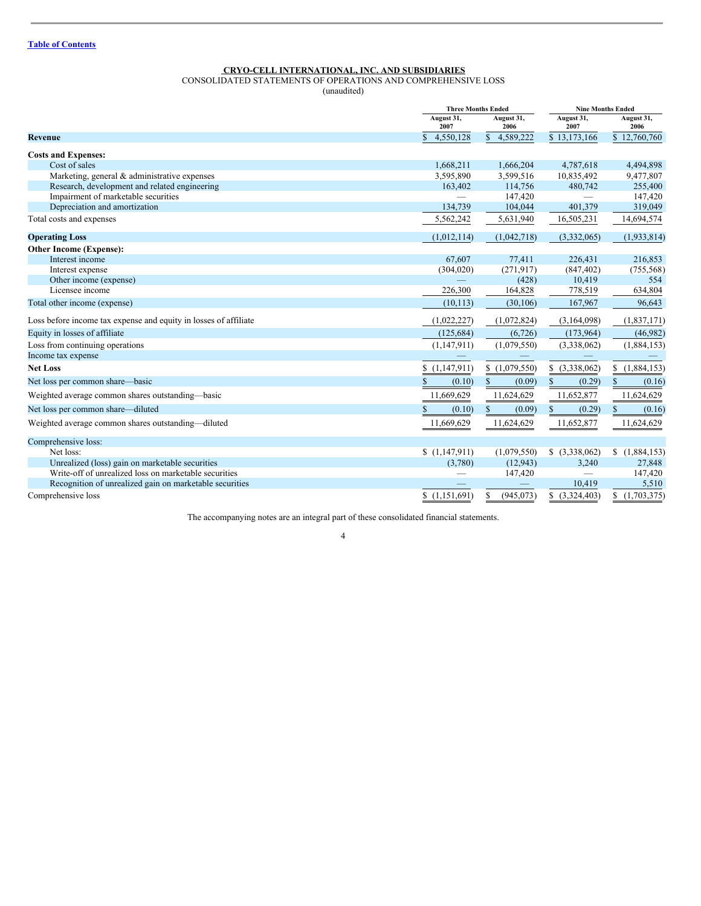[Table of Contents](#)

**CRYO-CELL INTERNATIONAL, INC. AND SUBSIDIARIES**

CONSOLIDATED STATEMENTS OF OPERATIONS AND COMPREHENSIVE LOSS

(unaudited)

| | Three Months Ended | | Nine Months Ended | |
|---|---|---|---|---|
| | August 31, 2007 | August 31, 2006 | August 31, 2007 | August 31, 2006 |
| **Revenue** | $ 4,550,128 | $ 4,589,222 | $ 13,173,166 | $ 12,760,760 |
| **Costs and Expenses:** | | | | |
| Cost of sales | 1,668,211 | 1,666,204 | 4,787,618 | 4,494,898 |
| Marketing, general & administrative expenses | 3,595,890 | 3,599,516 | 10,835,492 | 9,477,807 |
| Research, development and related engineering | 163,402 | 114,756 | 480,742 | 255,400 |
| Impairment of marketable securities | — | 147,420 | — | 147,420 |
| Depreciation and amortization | 134,739 | 104,044 | 401,379 | 319,049 |
| Total costs and expenses | 5,562,242 | 5,631,940 | 16,505,231 | 14,694,574 |
| **Operating Loss** | (1,012,114) | (1,042,718) | (3,332,065) | (1,933,814) |
| **Other Income (Expense):** | | | | |
| Interest income | 67,607 | 77,411 | 226,431 | 216,853 |
| Interest expense | (304,020) | (271,917) | (847,402) | (755,568) |
| Other income (expense) | — | (428) | 10,419 | 554 |
| Licensee income | 226,300 | 164,828 | 778,519 | 634,804 |
| Total other income (expense) | (10,113) | (30,106) | 167,967 | 96,643 |
| Loss before income tax expense and equity in losses of affiliate | (1,022,227) | (1,072,824) | (3,164,098) | (1,837,171) |
| Equity in losses of affiliate | (125,684) | (6,726) | (173,964) | (46,982) |
| Loss from continuing operations | (1,147,911) | (1,079,550) | (3,338,062) | (1,884,153) |
| Income tax expense | — | — | — | — |
| **Net Loss** | $ (1,147,911) | $ (1,079,550) | $ (3,338,062) | $ (1,884,153) |
| Net loss per common share—basic | $ (0.10) | $ (0.09) | $ (0.29) | $ (0.16) |
| Weighted average common shares outstanding—basic | 11,669,629 | 11,624,629 | 11,652,877 | 11,624,629 |
| Net loss per common share—diluted | $ (0.10) | $ (0.09) | $ (0.29) | $ (0.16) |
| Weighted average common shares outstanding—diluted | 11,669,629 | 11,624,629 | 11,652,877 | 11,624,629 |
| Comprehensive loss: | | | | |
| Net loss: | $ (1,147,911) | (1,079,550) | $ (3,338,062) | $ (1,884,153) |
| Unrealized (loss) gain on marketable securities | (3,780) | (12,943) | 3,240 | 27,848 |
| Write-off of unrealized loss on marketable securities | — | 147,420 | — | 147,420 |
| Recognition of unrealized gain on marketable securities | — | — | 10,419 | 5,510 |
| Comprehensive loss | $ (1,151,691) | $ (945,073) | $ (3,324,403) | $ (1,703,375) |

The accompanying notes are an integral part of these consolidated financial statements.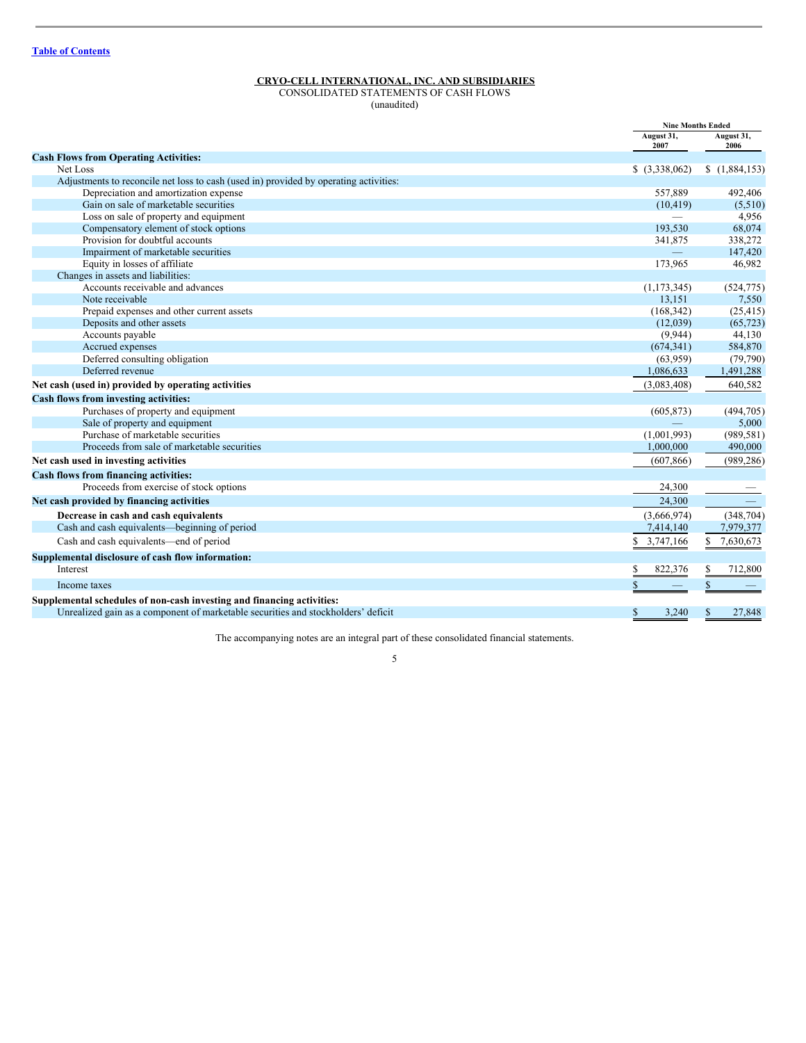[Table of Contents](#)

**CRYO-CELL INTERNATIONAL, INC. AND SUBSIDIARIES**

CONSOLIDATED STATEMENTS OF CASH FLOWS

(unaudited)

| | Nine Months Ended | |
|---|---|---|
| | August 31, 2007 | August 31, 2006 |
| **Cash Flows from Operating Activities:** | | |
| Net Loss | $ (3,338,062) | $ (1,884,153) |
| Adjustments to reconcile net loss to cash (used in) provided by operating activities: | | |
| Depreciation and amortization expense | 557,889 | 492,406 |
| Gain on sale of marketable securities | (10,419) | (5,510) |
| Loss on sale of property and equipment | — | 4,956 |
| Compensatory element of stock options | 193,530 | 68,074 |
| Provision for doubtful accounts | 341,875 | 338,272 |
| Impairment of marketable securities | — | 147,420 |
| Equity in losses of affiliate | 173,965 | 46,982 |
| Changes in assets and liabilities: | | |
| Accounts receivable and advances | (1,173,345) | (524,775) |
| Note receivable | 13,151 | 7,550 |
| Prepaid expenses and other current assets | (168,342) | (25,415) |
| Deposits and other assets | (12,039) | (65,723) |
| Accounts payable | (9,944) | 44,130 |
| Accrued expenses | (674,341) | 584,870 |
| Deferred consulting obligation | (63,959) | (79,790) |
| Deferred revenue | 1,086,633 | 1,491,288 |
| **Net cash (used in) provided by operating activities** | (3,083,408) | 640,582 |
| **Cash flows from investing activities:** | | |
| Purchases of property and equipment | (605,873) | (494,705) |
| Sale of property and equipment | — | 5,000 |
| Purchase of marketable securities | (1,001,993) | (989,581) |
| Proceeds from sale of marketable securities | 1,000,000 | 490,000 |
| **Net cash used in investing activities** | (607,866) | (989,286) |
| **Cash flows from financing activities:** | | |
| Proceeds from exercise of stock options | 24,300 | — |
| **Net cash provided by financing activities** | 24,300 | — |
| **Decrease in cash and cash equivalents** | (3,666,974) | (348,704) |
| Cash and cash equivalents—beginning of period | 7,414,140 | 7,979,377 |
| Cash and cash equivalents—end of period | $ 3,747,166 | $ 7,630,673 |
| **Supplemental disclosure of cash flow information:** | | |
| Interest | $ 822,376 | $ 712,800 |
| Income taxes | $ — | $ — |
| **Supplemental schedules of non-cash investing and financing activities:** | | |
| Unrealized gain as a component of marketable securities and stockholders' deficit | $ 3,240 | $ 27,848 |

The accompanying notes are an integral part of these consolidated financial statements.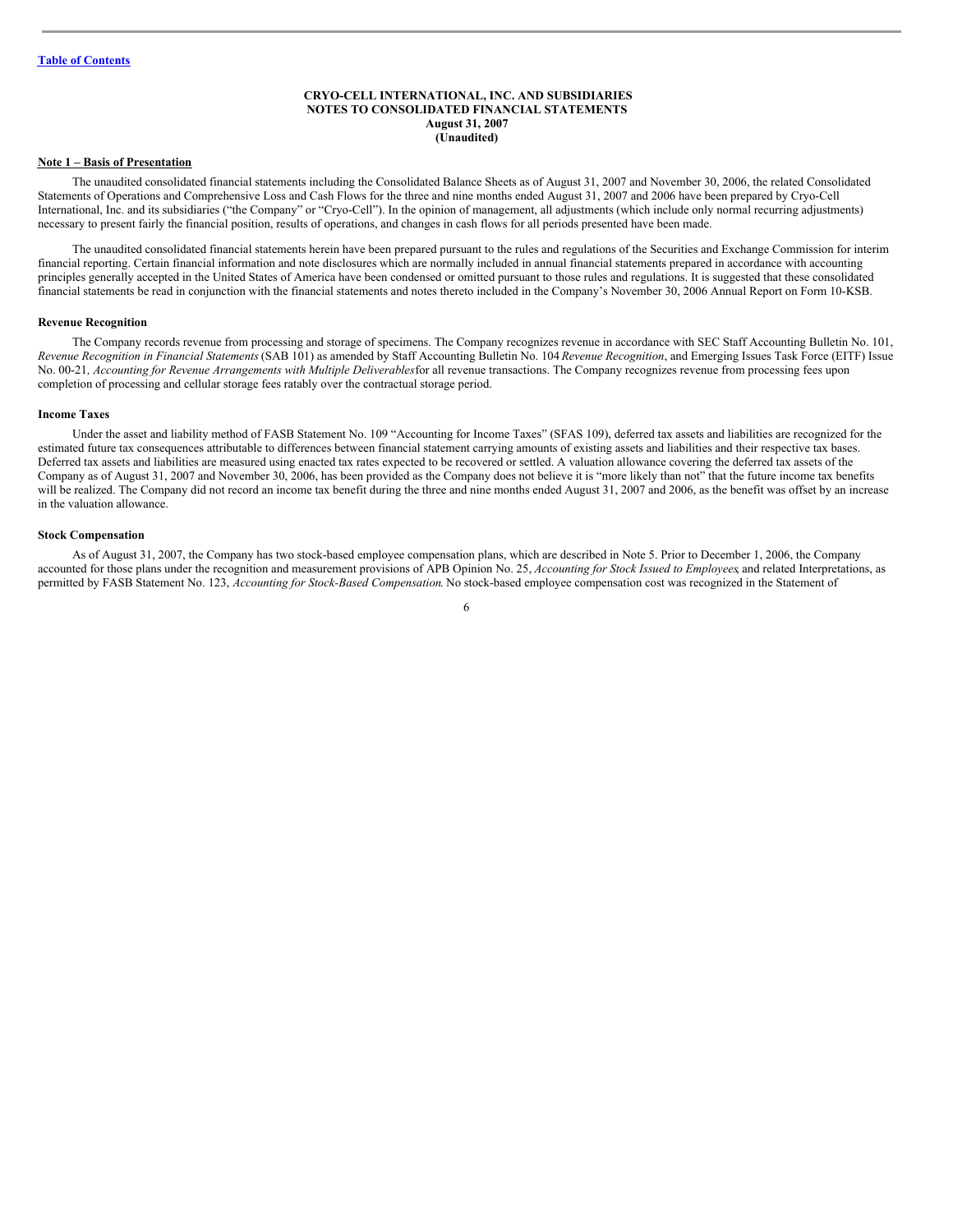[Table of Contents](#)

**CRYO-CELL INTERNATIONAL, INC. AND SUBSIDIARIES**
**NOTES TO CONSOLIDATED FINANCIAL STATEMENTS**
**August 31, 2007**
**(Unaudited)**

**Note 1 – Basis of Presentation**

The unaudited consolidated financial statements including the Consolidated Balance Sheets as of August 31, 2007 and November 30, 2006, the related Consolidated Statements of Operations and Comprehensive Loss and Cash Flows for the three and nine months ended August 31, 2007 and 2006 have been prepared by Cryo-Cell International, Inc. and its subsidiaries ("the Company" or "Cryo-Cell"). In the opinion of management, all adjustments (which include only normal recurring adjustments) necessary to present fairly the financial position, results of operations, and changes in cash flows for all periods presented have been made.

The unaudited consolidated financial statements herein have been prepared pursuant to the rules and regulations of the Securities and Exchange Commission for interim financial reporting. Certain financial information and note disclosures which are normally included in annual financial statements prepared in accordance with accounting principles generally accepted in the United States of America have been condensed or omitted pursuant to those rules and regulations. It is suggested that these consolidated financial statements be read in conjunction with the financial statements and notes thereto included in the Company's November 30, 2006 Annual Report on Form 10-KSB.

**Revenue Recognition**

The Company records revenue from processing and storage of specimens. The Company recognizes revenue in accordance with SEC Staff Accounting Bulletin No. 101, *Revenue Recognition in Financial Statements* (SAB 101) as amended by Staff Accounting Bulletin No. 104 *Revenue Recognition*, and Emerging Issues Task Force (EITF) Issue No. 00-21*, Accounting for Revenue Arrangements with Multiple Deliverables* for all revenue transactions. The Company recognizes revenue from processing fees upon completion of processing and cellular storage fees ratably over the contractual storage period.

**Income Taxes**

Under the asset and liability method of FASB Statement No. 109 "Accounting for Income Taxes" (SFAS 109), deferred tax assets and liabilities are recognized for the estimated future tax consequences attributable to differences between financial statement carrying amounts of existing assets and liabilities and their respective tax bases. Deferred tax assets and liabilities are measured using enacted tax rates expected to be recovered or settled. A valuation allowance covering the deferred tax assets of the Company as of August 31, 2007 and November 30, 2006, has been provided as the Company does not believe it is "more likely than not" that the future income tax benefits will be realized. The Company did not record an income tax benefit during the three and nine months ended August 31, 2007 and 2006, as the benefit was offset by an increase in the valuation allowance.

**Stock Compensation**

As of August 31, 2007, the Company has two stock-based employee compensation plans, which are described in Note 5. Prior to December 1, 2006, the Company accounted for those plans under the recognition and measurement provisions of APB Opinion No. 25, *Accounting for Stock Issued to Employees*, and related Interpretations, as permitted by FASB Statement No. 123, *Accounting for Stock-Based Compensation*. No stock-based employee compensation cost was recognized in the Statement of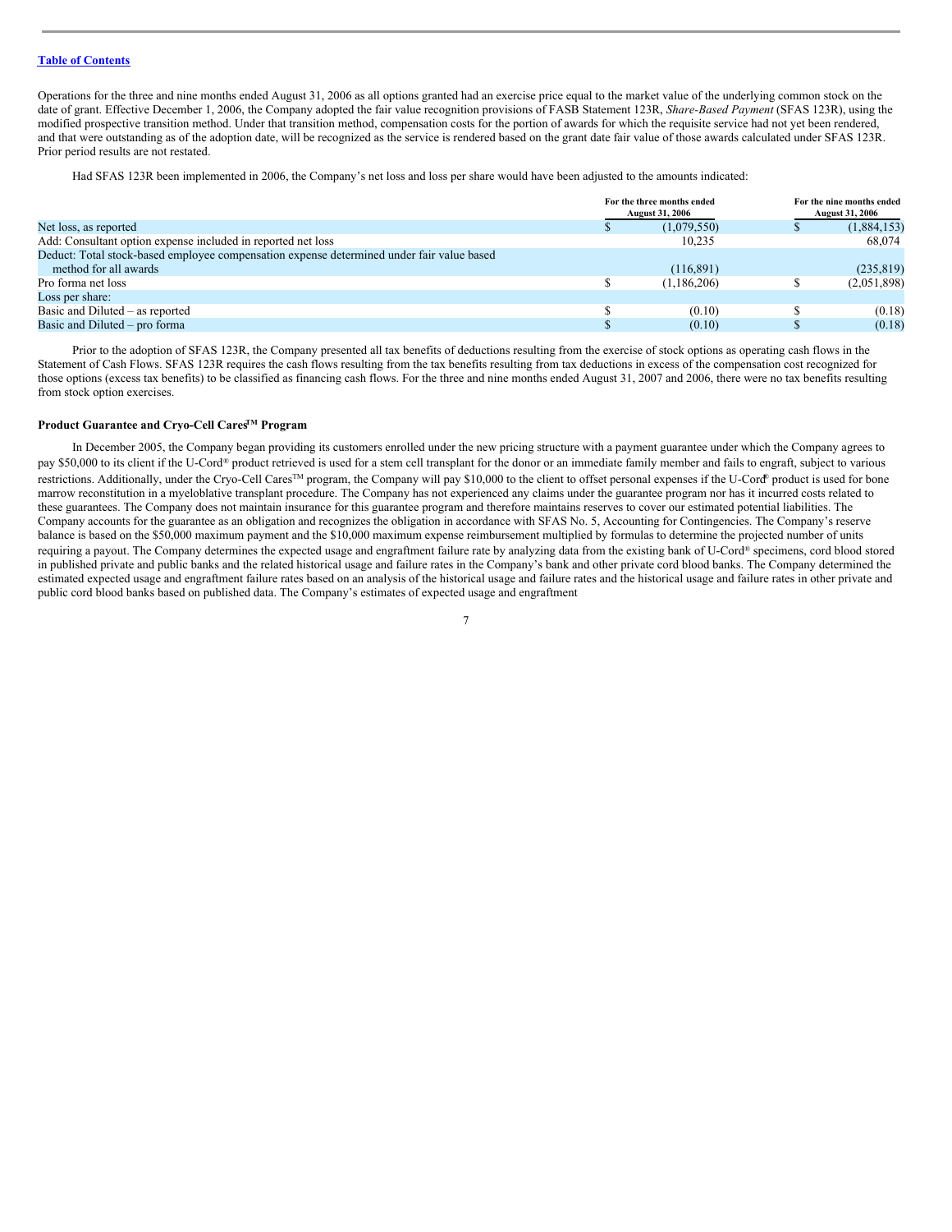[Table of Contents](#)

Operations for the three and nine months ended August 31, 2006 as all options granted had an exercise price equal to the market value of the underlying common stock on the date of grant. Effective December 1, 2006, the Company adopted the fair value recognition provisions of FASB Statement 123R, *Share-Based Payment* (SFAS 123R), using the modified prospective transition method. Under that transition method, compensation costs for the portion of awards for which the requisite service had not yet been rendered, and that were outstanding as of the adoption date, will be recognized as the service is rendered based on the grant date fair value of those awards calculated under SFAS 123R. Prior period results are not restated.

Had SFAS 123R been implemented in 2006, the Company's net loss and loss per share would have been adjusted to the amounts indicated:

| | For the three months ended August 31, 2006 | For the nine months ended August 31, 2006 |
|---|---|---|
| Net loss, as reported | $ (1,079,550) | $ (1,884,153) |
| Add: Consultant option expense included in reported net loss | 10,235 | 68,074 |
| Deduct: Total stock-based employee compensation expense determined under fair value based method for all awards | (116,891) | (235,819) |
| Pro forma net loss | $ (1,186,206) | $ (2,051,898) |
| Loss per share: | | |
| Basic and Diluted – as reported | $ (0.10) | $ (0.18) |
| Basic and Diluted – pro forma | $ (0.10) | $ (0.18) |

Prior to the adoption of SFAS 123R, the Company presented all tax benefits of deductions resulting from the exercise of stock options as operating cash flows in the Statement of Cash Flows. SFAS 123R requires the cash flows resulting from the tax benefits resulting from tax deductions in excess of the compensation cost recognized for those options (excess tax benefits) to be classified as financing cash flows. For the three and nine months ended August 31, 2007 and 2006, there were no tax benefits resulting from stock option exercises.

**Product Guarantee and Cryo-Cell Cares™ Program**

In December 2005, the Company began providing its customers enrolled under the new pricing structure with a payment guarantee under which the Company agrees to pay $50,000 to its client if the U-Cord® product retrieved is used for a stem cell transplant for the donor or an immediate family member and fails to engraft, subject to various restrictions. Additionally, under the Cryo-Cell Cares™ program, the Company will pay $10,000 to the client to offset personal expenses if the U-Cord® product is used for bone marrow reconstitution in a myeloblative transplant procedure. The Company has not experienced any claims under the guarantee program nor has it incurred costs related to these guarantees. The Company does not maintain insurance for this guarantee program and therefore maintains reserves to cover our estimated potential liabilities. The Company accounts for the guarantee as an obligation and recognizes the obligation in accordance with SFAS No. 5, Accounting for Contingencies. The Company's reserve balance is based on the $50,000 maximum payment and the $10,000 maximum expense reimbursement multiplied by formulas to determine the projected number of units requiring a payout. The Company determines the expected usage and engraftment failure rate by analyzing data from the existing bank of U-Cord® specimens, cord blood stored in published private and public banks and the related historical usage and failure rates in the Company's bank and other private cord blood banks. The Company determined the estimated expected usage and engraftment failure rates based on an analysis of the historical usage and failure rates and the historical usage and failure rates in other private and public cord blood banks based on published data. The Company's estimates of expected usage and engraftment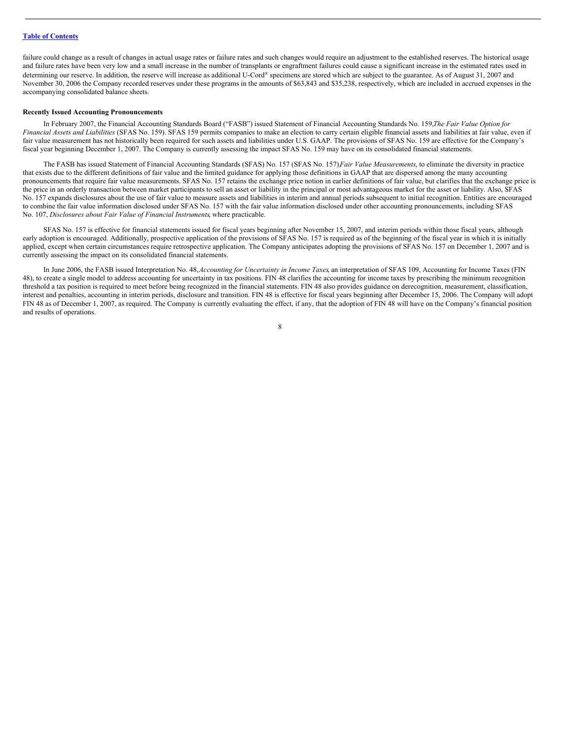failure could change as a result of changes in actual usage rates or failure rates and such changes would require an adjustment to the established reserves. The historical usage and failure rates have been very low and a small increase in the number of transplants or engraftment failures could cause a significant increase in the estimated rates used in determining our reserve. In addition, the reserve will increase as additional U-Cord® specimens are stored which are subject to the guarantee. As of August 31, 2007 and November 30, 2006 the Company recorded reserves under these programs in the amounts of $63,843 and $35,238, respectively, which are included in accrued expenses in the accompanying consolidated balance sheets.

**Recently Issued Accounting Pronouncements**

In February 2007, the Financial Accounting Standards Board ("FASB") issued Statement of Financial Accounting Standards No. 159, *The Fair Value Option for Financial Assets and Liabilities* (SFAS No. 159). SFAS 159 permits companies to make an election to carry certain eligible financial assets and liabilities at fair value, even if fair value measurement has not historically been required for such assets and liabilities under U.S. GAAP. The provisions of SFAS No. 159 are effective for the Company's fiscal year beginning December 1, 2007. The Company is currently assessing the impact SFAS No. 159 may have on its consolidated financial statements.

The FASB has issued Statement of Financial Accounting Standards (SFAS) No. 157 (SFAS No. 157), *Fair Value Measurements*, to eliminate the diversity in practice that exists due to the different definitions of fair value and the limited guidance for applying those definitions in GAAP that are dispersed among the many accounting pronouncements that require fair value measurements. SFAS No. 157 retains the exchange price notion in earlier definitions of fair value, but clarifies that the exchange price is the price in an orderly transaction between market participants to sell an asset or liability in the principal or most advantageous market for the asset or liability. Also, SFAS No. 157 expands disclosures about the use of fair value to measure assets and liabilities in interim and annual periods subsequent to initial recognition. Entities are encouraged to combine the fair value information disclosed under SFAS No. 157 with the fair value information disclosed under other accounting pronouncements, including SFAS No. 107, *Disclosures about Fair Value of Financial Instruments*, where practicable.

SFAS No. 157 is effective for financial statements issued for fiscal years beginning after November 15, 2007, and interim periods within those fiscal years, although early adoption is encouraged. Additionally, prospective application of the provisions of SFAS No. 157 is required as of the beginning of the fiscal year in which it is initially applied, except when certain circumstances require retrospective application. The Company anticipates adopting the provisions of SFAS No. 157 on December 1, 2007 and is currently assessing the impact on its consolidated financial statements.

In June 2006, the FASB issued Interpretation No. 48, *Accounting for Uncertainty in Income Taxes*, an interpretation of SFAS 109, Accounting for Income Taxes (FIN 48), to create a single model to address accounting for uncertainty in tax positions. FIN 48 clarifies the accounting for income taxes by prescribing the minimum recognition threshold a tax position is required to meet before being recognized in the financial statements. FIN 48 also provides guidance on derecognition, measurement, classification, interest and penalties, accounting in interim periods, disclosure and transition. FIN 48 is effective for fiscal years beginning after December 15, 2006. The Company will adopt FIN 48 as of December 1, 2007, as required. The Company is currently evaluating the effect, if any, that the adoption of FIN 48 will have on the Company's financial position and results of operations.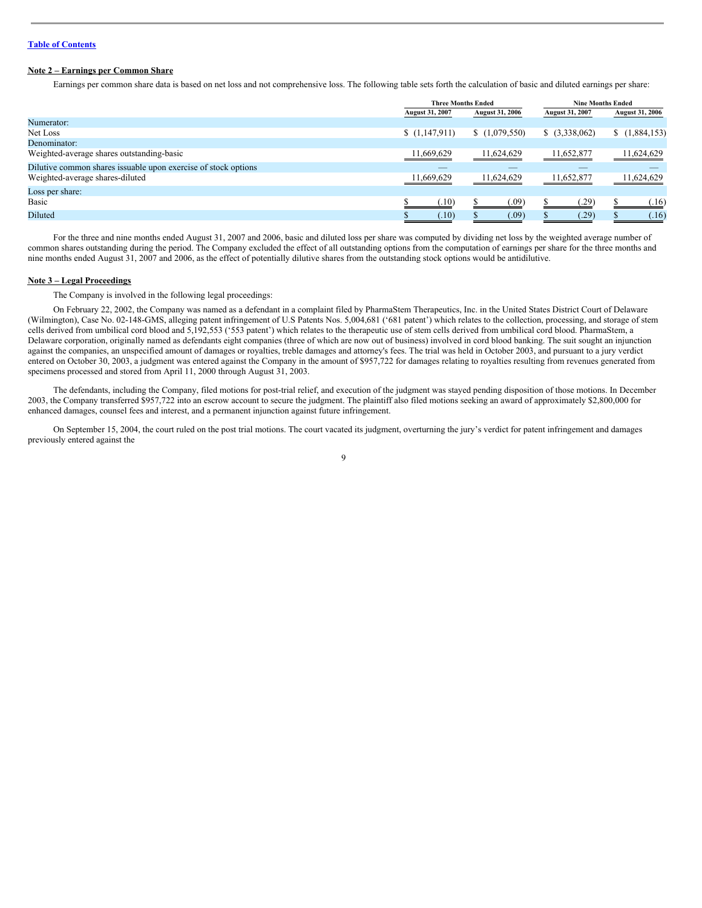[Table of Contents](#)

**Note 2 – Earnings per Common Share**

Earnings per common share data is based on net loss and not comprehensive loss. The following table sets forth the calculation of basic and diluted earnings per share:

| | Three Months Ended | | Nine Months Ended | |
|---|---|---|---|---|
| | August 31, 2007 | August 31, 2006 | August 31, 2007 | August 31, 2006 |
| Numerator: | | | | |
| Net Loss | $ (1,147,911) | $ (1,079,550) | $ (3,338,062) | $ (1,884,153) |
| Denominator: | | | | |
| Weighted-average shares outstanding-basic | 11,669,629 | 11,624,629 | 11,652,877 | 11,624,629 |
| Dilutive common shares issuable upon exercise of stock options | — | — | — | — |
| Weighted-average shares-diluted | 11,669,629 | 11,624,629 | 11,652,877 | 11,624,629 |
| Loss per share: | | | | |
| Basic | $ (.10) | $ (.09) | $ (.29) | $ (.16) |
| Diluted | $ (.10) | $ (.09) | $ (.29) | $ (.16) |

For the three and nine months ended August 31, 2007 and 2006, basic and diluted loss per share was computed by dividing net loss by the weighted average number of common shares outstanding during the period. The Company excluded the effect of all outstanding options from the computation of earnings per share for the three months and nine months ended August 31, 2007 and 2006, as the effect of potentially dilutive shares from the outstanding stock options would be antidilutive.

**Note 3 – Legal Proceedings**

The Company is involved in the following legal proceedings:

On February 22, 2002, the Company was named as a defendant in a complaint filed by PharmaStem Therapeutics, Inc. in the United States District Court of Delaware (Wilmington), Case No. 02-148-GMS, alleging patent infringement of U.S Patents Nos. 5,004,681 ('681 patent') which relates to the collection, processing, and storage of stem cells derived from umbilical cord blood and 5,192,553 ('553 patent') which relates to the therapeutic use of stem cells derived from umbilical cord blood. PharmaStem, a Delaware corporation, originally named as defendants eight companies (three of which are now out of business) involved in cord blood banking. The suit sought an injunction against the companies, an unspecified amount of damages or royalties, treble damages and attorney's fees. The trial was held in October 2003, and pursuant to a jury verdict entered on October 30, 2003, a judgment was entered against the Company in the amount of $957,722 for damages relating to royalties resulting from revenues generated from specimens processed and stored from April 11, 2000 through August 31, 2003.

The defendants, including the Company, filed motions for post-trial relief, and execution of the judgment was stayed pending disposition of those motions. In December 2003, the Company transferred $957,722 into an escrow account to secure the judgment. The plaintiff also filed motions seeking an award of approximately $2,800,000 for enhanced damages, counsel fees and interest, and a permanent injunction against future infringement.

On September 15, 2004, the court ruled on the post trial motions. The court vacated its judgment, overturning the jury's verdict for patent infringement and damages previously entered against the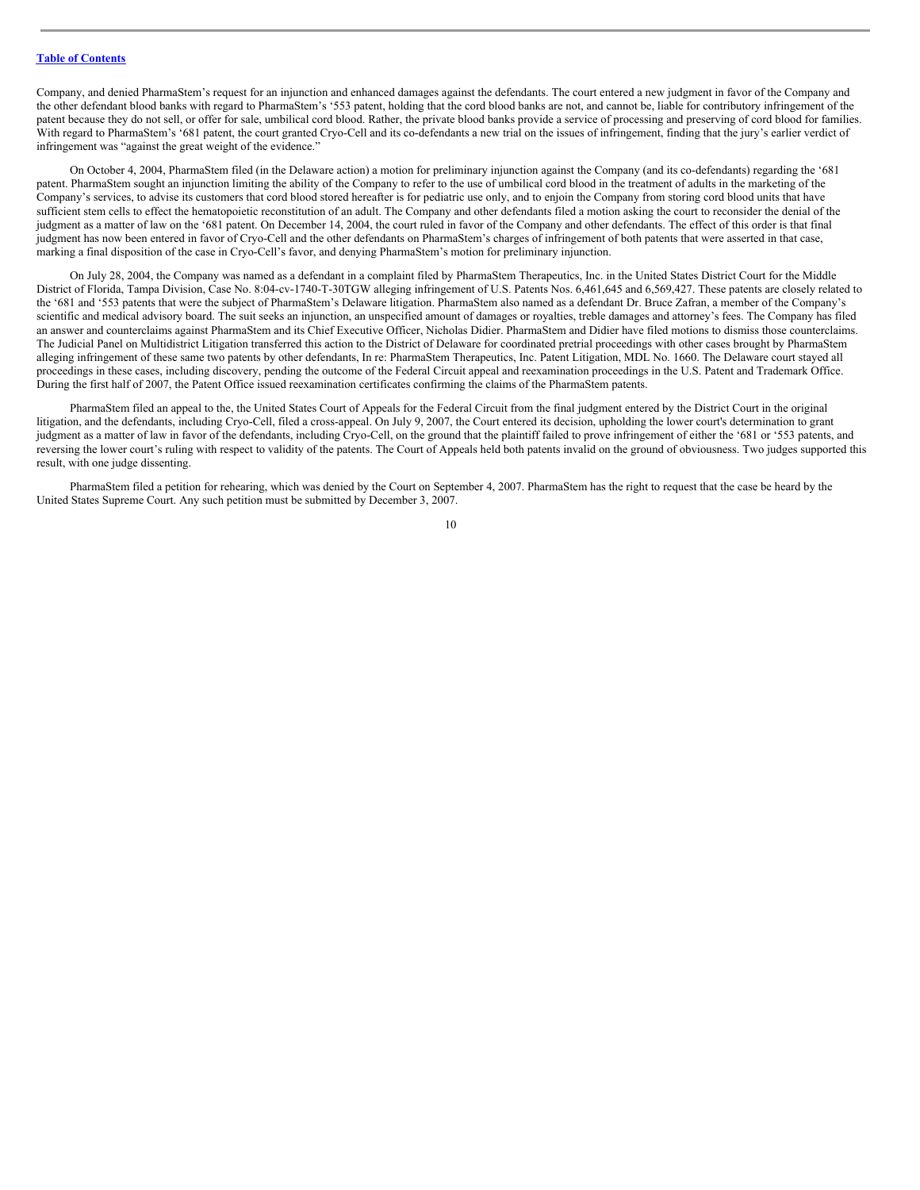Company, and denied PharmaStem's request for an injunction and enhanced damages against the defendants. The court entered a new judgment in favor of the Company and the other defendant blood banks with regard to PharmaStem's '553 patent, holding that the cord blood banks are not, and cannot be, liable for contributory infringement of the patent because they do not sell, or offer for sale, umbilical cord blood. Rather, the private blood banks provide a service of processing and preserving of cord blood for families. With regard to PharmaStem's '681 patent, the court granted Cryo-Cell and its co-defendants a new trial on the issues of infringement, finding that the jury's earlier verdict of infringement was "against the great weight of the evidence."

On October 4, 2004, PharmaStem filed (in the Delaware action) a motion for preliminary injunction against the Company (and its co-defendants) regarding the '681 patent. PharmaStem sought an injunction limiting the ability of the Company to refer to the use of umbilical cord blood in the treatment of adults in the marketing of the Company's services, to advise its customers that cord blood stored hereafter is for pediatric use only, and to enjoin the Company from storing cord blood units that have sufficient stem cells to effect the hematopoietic reconstitution of an adult. The Company and other defendants filed a motion asking the court to reconsider the denial of the judgment as a matter of law on the '681 patent. On December 14, 2004, the court ruled in favor of the Company and other defendants. The effect of this order is that final judgment has now been entered in favor of Cryo-Cell and the other defendants on PharmaStem's charges of infringement of both patents that were asserted in that case, marking a final disposition of the case in Cryo-Cell's favor, and denying PharmaStem's motion for preliminary injunction.

On July 28, 2004, the Company was named as a defendant in a complaint filed by PharmaStem Therapeutics, Inc. in the United States District Court for the Middle District of Florida, Tampa Division, Case No. 8:04-cv-1740-T-30TGW alleging infringement of U.S. Patents Nos. 6,461,645 and 6,569,427. These patents are closely related to the '681 and '553 patents that were the subject of PharmaStem's Delaware litigation. PharmaStem also named as a defendant Dr. Bruce Zafran, a member of the Company's scientific and medical advisory board. The suit seeks an injunction, an unspecified amount of damages or royalties, treble damages and attorney's fees. The Company has filed an answer and counterclaims against PharmaStem and its Chief Executive Officer, Nicholas Didier. PharmaStem and Didier have filed motions to dismiss those counterclaims. The Judicial Panel on Multidistrict Litigation transferred this action to the District of Delaware for coordinated pretrial proceedings with other cases brought by PharmaStem alleging infringement of these same two patents by other defendants, In re: PharmaStem Therapeutics, Inc. Patent Litigation, MDL No. 1660. The Delaware court stayed all proceedings in these cases, including discovery, pending the outcome of the Federal Circuit appeal and reexamination proceedings in the U.S. Patent and Trademark Office. During the first half of 2007, the Patent Office issued reexamination certificates confirming the claims of the PharmaStem patents.

PharmaStem filed an appeal to the, the United States Court of Appeals for the Federal Circuit from the final judgment entered by the District Court in the original litigation, and the defendants, including Cryo-Cell, filed a cross-appeal. On July 9, 2007, the Court entered its decision, upholding the lower court's determination to grant judgment as a matter of law in favor of the defendants, including Cryo-Cell, on the ground that the plaintiff failed to prove infringement of either the '681 or '553 patents, and reversing the lower court's ruling with respect to validity of the patents. The Court of Appeals held both patents invalid on the ground of obviousness. Two judges supported this result, with one judge dissenting.

PharmaStem filed a petition for rehearing, which was denied by the Court on September 4, 2007. PharmaStem has the right to request that the case be heard by the United States Supreme Court. Any such petition must be submitted by December 3, 2007.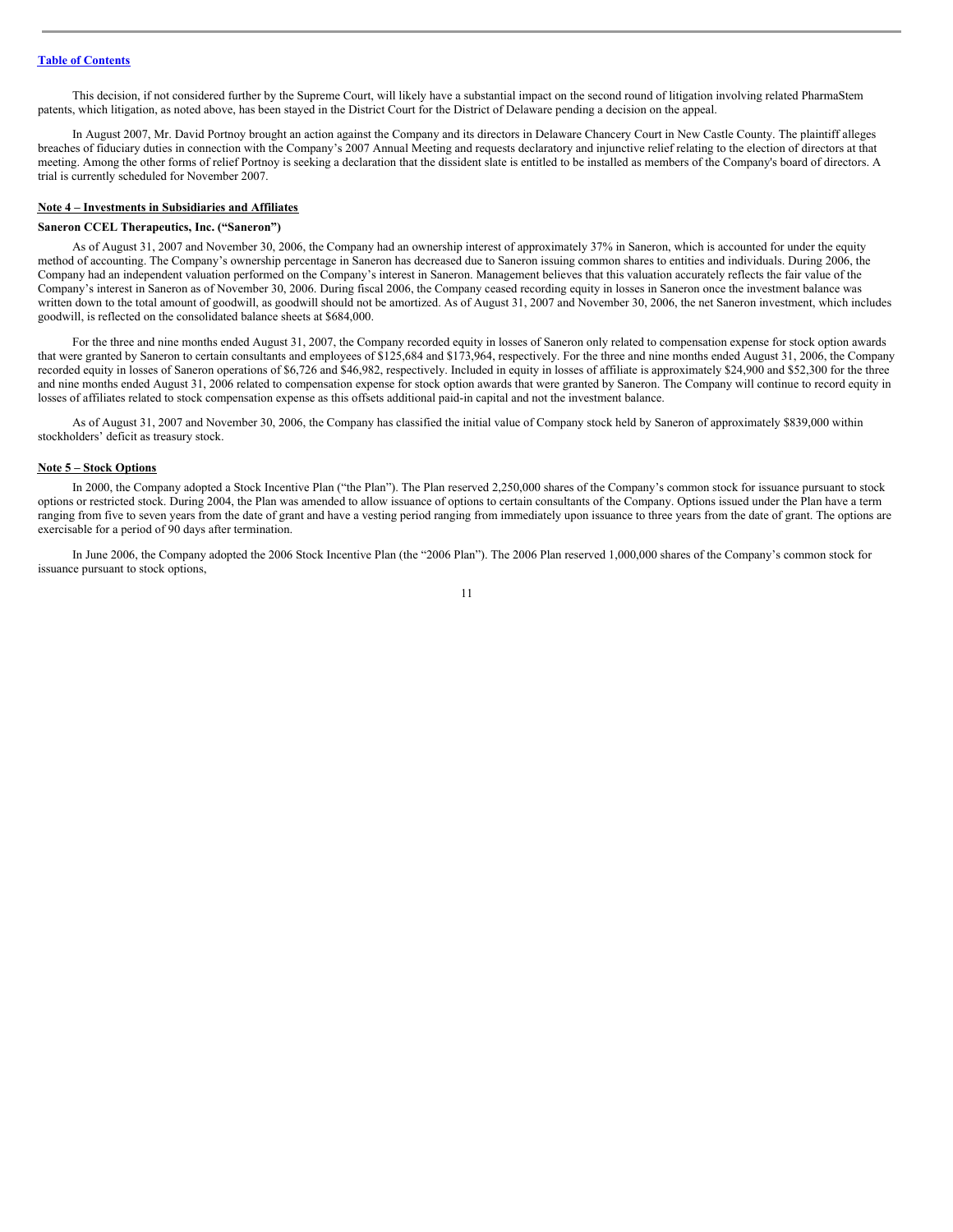This decision, if not considered further by the Supreme Court, will likely have a substantial impact on the second round of litigation involving related PharmaStem patents, which litigation, as noted above, has been stayed in the District Court for the District of Delaware pending a decision on the appeal.

In August 2007, Mr. David Portnoy brought an action against the Company and its directors in Delaware Chancery Court in New Castle County. The plaintiff alleges breaches of fiduciary duties in connection with the Company's 2007 Annual Meeting and requests declaratory and injunctive relief relating to the election of directors at that meeting. Among the other forms of relief Portnoy is seeking a declaration that the dissident slate is entitled to be installed as members of the Company's board of directors. A trial is currently scheduled for November 2007.

## Note 4 – Investments in Subsidiaries and Affiliates

### Saneron CCEL Therapeutics, Inc. ("Saneron")

As of August 31, 2007 and November 30, 2006, the Company had an ownership interest of approximately 37% in Saneron, which is accounted for under the equity method of accounting. The Company's ownership percentage in Saneron has decreased due to Saneron issuing common shares to entities and individuals. During 2006, the Company had an independent valuation performed on the Company's interest in Saneron. Management believes that this valuation accurately reflects the fair value of the Company's interest in Saneron as of November 30, 2006. During fiscal 2006, the Company ceased recording equity in losses in Saneron once the investment balance was written down to the total amount of goodwill, as goodwill should not be amortized. As of August 31, 2007 and November 30, 2006, the net Saneron investment, which includes goodwill, is reflected on the consolidated balance sheets at $684,000.

For the three and nine months ended August 31, 2007, the Company recorded equity in losses of Saneron only related to compensation expense for stock option awards that were granted by Saneron to certain consultants and employees of $125,684 and $173,964, respectively. For the three and nine months ended August 31, 2006, the Company recorded equity in losses of Saneron operations of $6,726 and $46,982, respectively. Included in equity in losses of affiliate is approximately $24,900 and $52,300 for the three and nine months ended August 31, 2006 related to compensation expense for stock option awards that were granted by Saneron. The Company will continue to record equity in losses of affiliates related to stock compensation expense as this offsets additional paid-in capital and not the investment balance.

As of August 31, 2007 and November 30, 2006, the Company has classified the initial value of Company stock held by Saneron of approximately $839,000 within stockholders' deficit as treasury stock.

## Note 5 – Stock Options

In 2000, the Company adopted a Stock Incentive Plan ("the Plan"). The Plan reserved 2,250,000 shares of the Company's common stock for issuance pursuant to stock options or restricted stock. During 2004, the Plan was amended to allow issuance of options to certain consultants of the Company. Options issued under the Plan have a term ranging from five to seven years from the date of grant and have a vesting period ranging from immediately upon issuance to three years from the date of grant. The options are exercisable for a period of 90 days after termination.

In June 2006, the Company adopted the 2006 Stock Incentive Plan (the "2006 Plan"). The 2006 Plan reserved 1,000,000 shares of the Company's common stock for issuance pursuant to stock options,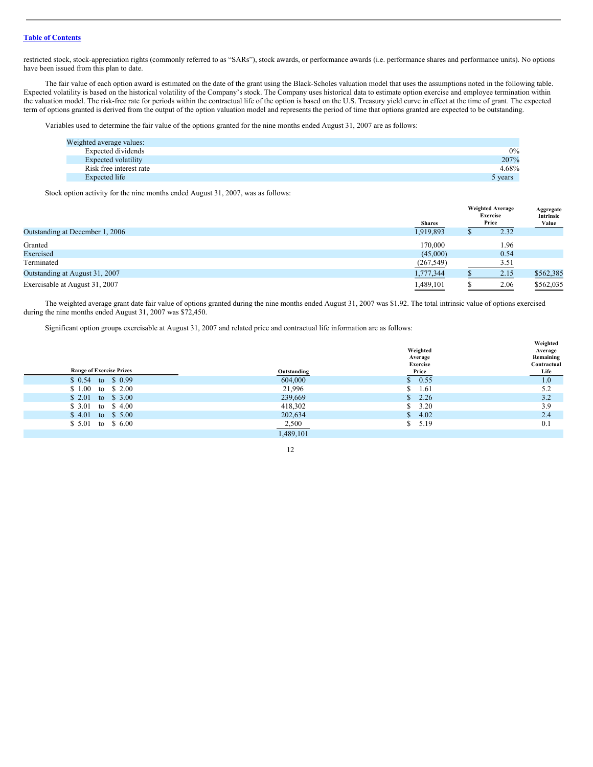restricted stock, stock-appreciation rights (commonly referred to as "SARs"), stock awards, or performance awards (i.e. performance shares and performance units). No options have been issued from this plan to date.

The fair value of each option award is estimated on the date of the grant using the Black-Scholes valuation model that uses the assumptions noted in the following table. Expected volatility is based on the historical volatility of the Company's stock. The Company uses historical data to estimate option exercise and employee termination within the valuation model. The risk-free rate for periods within the contractual life of the option is based on the U.S. Treasury yield curve in effect at the time of grant. The expected term of options granted is derived from the output of the option valuation model and represents the period of time that options granted are expected to be outstanding.

Variables used to determine the fair value of the options granted for the nine months ended August 31, 2007 are as follows:

| Weighted average values: | |
|---|---|
| Expected dividends | 0% |
| Expected volatility | 207% |
| Risk free interest rate | 4.68% |
| Expected life | 5 years |

Stock option activity for the nine months ended August 31, 2007, was as follows:

| | Shares | Weighted Average Exercise Price | Aggregate Intrinsic Value |
|---|---|---|---|
| Outstanding at December 1, 2006 | 1,919,893 | $ 2.32 | |
| Granted | 170,000 | 1.96 | |
| Exercised | (45,000) | 0.54 | |
| Terminated | (267,549) | 3.51 | |
| Outstanding at August 31, 2007 | 1,777,344 | $ 2.15 | $562,385 |
| Exercisable at August 31, 2007 | 1,489,101 | $ 2.06 | $562,035 |

The weighted average grant date fair value of options granted during the nine months ended August 31, 2007 was $1.92. The total intrinsic value of options exercised during the nine months ended August 31, 2007 was $72,450.

Significant option groups exercisable at August 31, 2007 and related price and contractual life information are as follows:

| Range of Exercise Prices | Outstanding | Weighted Average Exercise Price | Weighted Average Remaining Contractual Life |
|---|---|---|---|
| $ 0.54 to $ 0.99 | 604,000 | $ 0.55 | 1.0 |
| $ 1.00 to $ 2.00 | 21,996 | $ 1.61 | 5.2 |
| $ 2.01 to $ 3.00 | 239,669 | $ 2.26 | 3.2 |
| $ 3.01 to $ 4.00 | 418,302 | $ 3.20 | 3.9 |
| $ 4.01 to $ 5.00 | 202,634 | $ 4.02 | 2.4 |
| $ 5.01 to $ 6.00 | 2,500 | $ 5.19 | 0.1 |
| | 1,489,101 | | |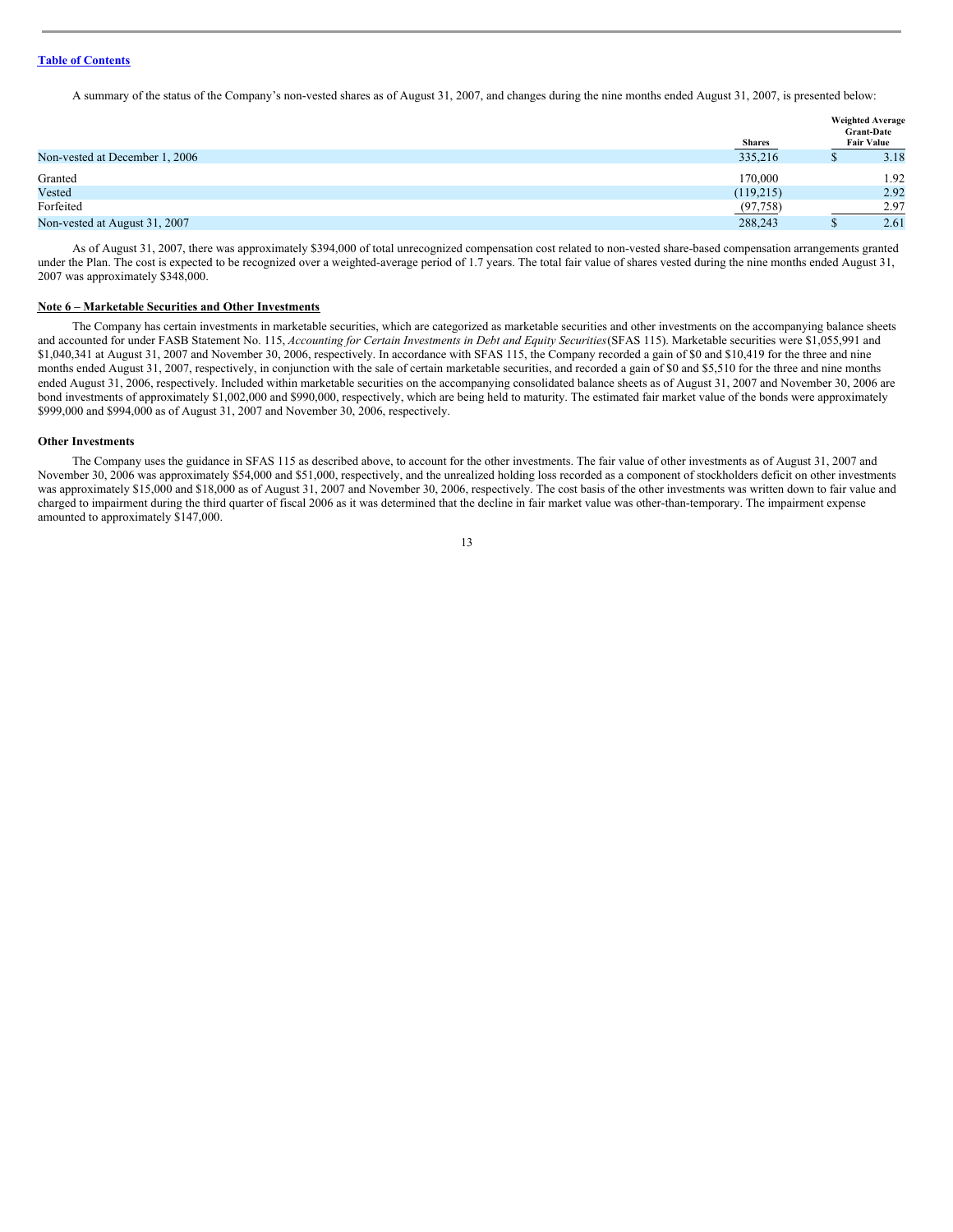A summary of the status of the Company's non-vested shares as of August 31, 2007, and changes during the nine months ended August 31, 2007, is presented below:

| | Shares | Weighted Average Grant-Date Fair Value |
|---|---|---|
| Non-vested at December 1, 2006 | 335,216 | $ 3.18 |
| Granted | 170,000 | 1.92 |
| Vested | (119,215) | 2.92 |
| Forfeited | (97,758) | 2.97 |
| Non-vested at August 31, 2007 | 288,243 | $ 2.61 |

As of August 31, 2007, there was approximately $394,000 of total unrecognized compensation cost related to non-vested share-based compensation arrangements granted under the Plan. The cost is expected to be recognized over a weighted-average period of 1.7 years. The total fair value of shares vested during the nine months ended August 31, 2007 was approximately $348,000.

**Note 6 – Marketable Securities and Other Investments**

The Company has certain investments in marketable securities, which are categorized as marketable securities and other investments on the accompanying balance sheets and accounted for under FASB Statement No. 115, *Accounting for Certain Investments in Debt and Equity Securities* (SFAS 115). Marketable securities were $1,055,991 and $1,040,341 at August 31, 2007 and November 30, 2006, respectively. In accordance with SFAS 115, the Company recorded a gain of $0 and $10,419 for the three and nine months ended August 31, 2007, respectively, in conjunction with the sale of certain marketable securities, and recorded a gain of $0 and $5,510 for the three and nine months ended August 31, 2006, respectively. Included within marketable securities on the accompanying consolidated balance sheets as of August 31, 2007 and November 30, 2006 are bond investments of approximately $1,002,000 and $990,000, respectively, which are being held to maturity. The estimated fair market value of the bonds were approximately $999,000 and $994,000 as of August 31, 2007 and November 30, 2006, respectively.

**Other Investments**

The Company uses the guidance in SFAS 115 as described above, to account for the other investments. The fair value of other investments as of August 31, 2007 and November 30, 2006 was approximately $54,000 and $51,000, respectively, and the unrealized holding loss recorded as a component of stockholders deficit on other investments was approximately $15,000 and $18,000 as of August 31, 2007 and November 30, 2006, respectively. The cost basis of the other investments was written down to fair value and charged to impairment during the third quarter of fiscal 2006 as it was determined that the decline in fair market value was other-than-temporary. The impairment expense amounted to approximately $147,000.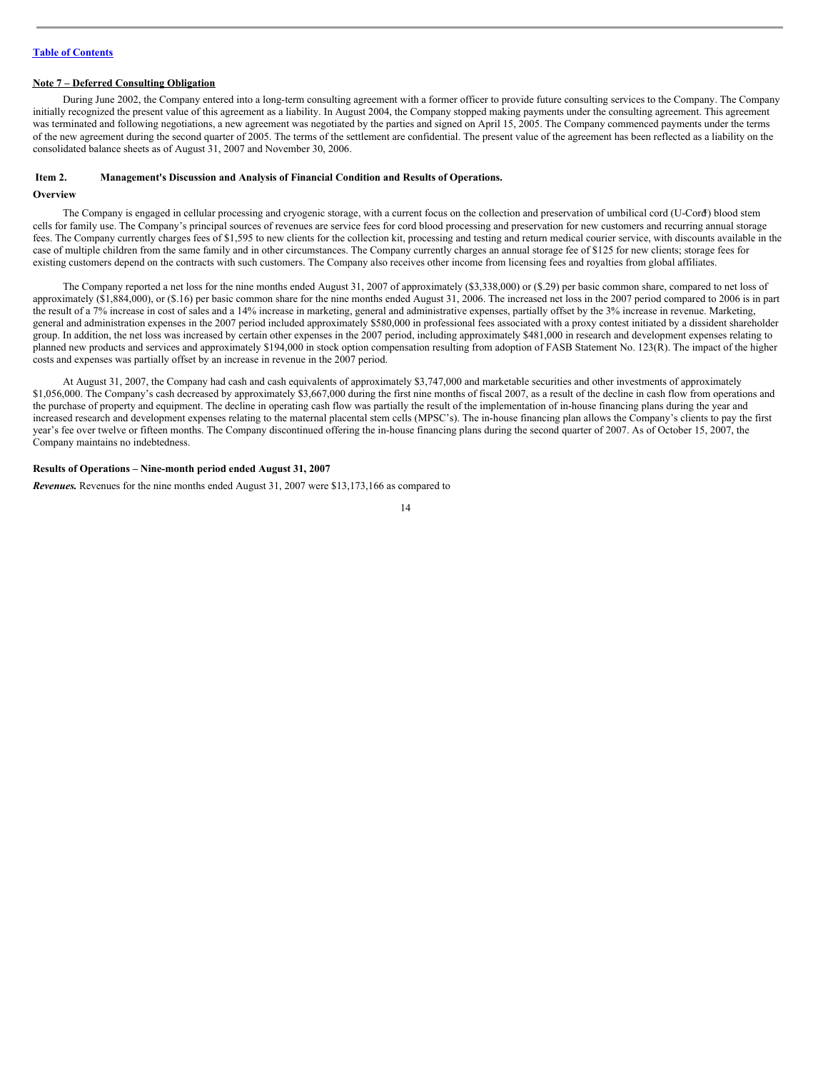[Table of Contents](#)

**Note 7 – Deferred Consulting Obligation**

During June 2002, the Company entered into a long-term consulting agreement with a former officer to provide future consulting services to the Company. The Company initially recognized the present value of this agreement as a liability. In August 2004, the Company stopped making payments under the consulting agreement. This agreement was terminated and following negotiations, a new agreement was negotiated by the parties and signed on April 15, 2005. The Company commenced payments under the terms of the new agreement during the second quarter of 2005. The terms of the settlement are confidential. The present value of the agreement has been reflected as a liability on the consolidated balance sheets as of August 31, 2007 and November 30, 2006.

**Item 2. Management's Discussion and Analysis of Financial Condition and Results of Operations.**

**Overview**

The Company is engaged in cellular processing and cryogenic storage, with a current focus on the collection and preservation of umbilical cord (U-Cord®) blood stem cells for family use. The Company's principal sources of revenues are service fees for cord blood processing and preservation for new customers and recurring annual storage fees. The Company currently charges fees of $1,595 to new clients for the collection kit, processing and testing and return medical courier service, with discounts available in the case of multiple children from the same family and in other circumstances. The Company currently charges an annual storage fee of $125 for new clients; storage fees for existing customers depend on the contracts with such customers. The Company also receives other income from licensing fees and royalties from global affiliates.

The Company reported a net loss for the nine months ended August 31, 2007 of approximately ($3,338,000) or ($.29) per basic common share, compared to net loss of approximately ($1,884,000), or ($.16) per basic common share for the nine months ended August 31, 2006. The increased net loss in the 2007 period compared to 2006 is in part the result of a 7% increase in cost of sales and a 14% increase in marketing, general and administrative expenses, partially offset by the 3% increase in revenue. Marketing, general and administration expenses in the 2007 period included approximately $580,000 in professional fees associated with a proxy contest initiated by a dissident shareholder group. In addition, the net loss was increased by certain other expenses in the 2007 period, including approximately $481,000 in research and development expenses relating to planned new products and services and approximately $194,000 in stock option compensation resulting from adoption of FASB Statement No. 123(R). The impact of the higher costs and expenses was partially offset by an increase in revenue in the 2007 period.

At August 31, 2007, the Company had cash and cash equivalents of approximately $3,747,000 and marketable securities and other investments of approximately $1,056,000. The Company's cash decreased by approximately $3,667,000 during the first nine months of fiscal 2007, as a result of the decline in cash flow from operations and the purchase of property and equipment. The decline in operating cash flow was partially the result of the implementation of in-house financing plans during the year and increased research and development expenses relating to the maternal placental stem cells (MPSC's). The in-house financing plan allows the Company's clients to pay the first year's fee over twelve or fifteen months. The Company discontinued offering the in-house financing plans during the second quarter of 2007. As of October 15, 2007, the Company maintains no indebtedness.

**Results of Operations – Nine-month period ended August 31, 2007**

***Revenues.*** Revenues for the nine months ended August 31, 2007 were $13,173,166 as compared to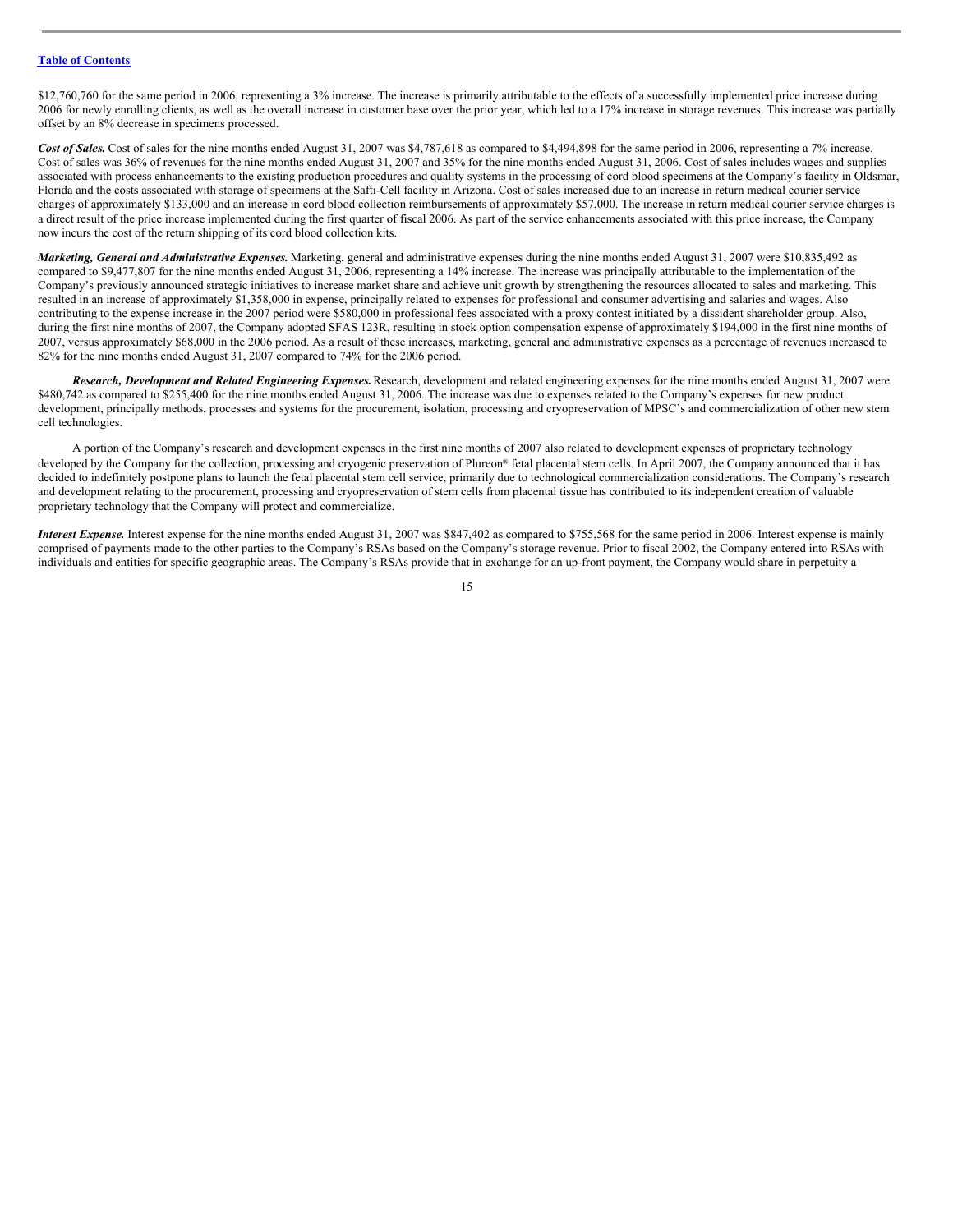$12,760,760 for the same period in 2006, representing a 3% increase. The increase is primarily attributable to the effects of a successfully implemented price increase during 2006 for newly enrolling clients, as well as the overall increase in customer base over the prior year, which led to a 17% increase in storage revenues. This increase was partially offset by an 8% decrease in specimens processed.

***Cost of Sales.*** Cost of sales for the nine months ended August 31, 2007 was $4,787,618 as compared to $4,494,898 for the same period in 2006, representing a 7% increase. Cost of sales was 36% of revenues for the nine months ended August 31, 2007 and 35% for the nine months ended August 31, 2006. Cost of sales includes wages and supplies associated with process enhancements to the existing production procedures and quality systems in the processing of cord blood specimens at the Company's facility in Oldsmar, Florida and the costs associated with storage of specimens at the Safti-Cell facility in Arizona. Cost of sales increased due to an increase in return medical courier service charges of approximately $133,000 and an increase in cord blood collection reimbursements of approximately $57,000. The increase in return medical courier service charges is a direct result of the price increase implemented during the first quarter of fiscal 2006. As part of the service enhancements associated with this price increase, the Company now incurs the cost of the return shipping of its cord blood collection kits.

***Marketing, General and Administrative Expenses.*** Marketing, general and administrative expenses during the nine months ended August 31, 2007 were $10,835,492 as compared to $9,477,807 for the nine months ended August 31, 2006, representing a 14% increase. The increase was principally attributable to the implementation of the Company's previously announced strategic initiatives to increase market share and achieve unit growth by strengthening the resources allocated to sales and marketing. This resulted in an increase of approximately $1,358,000 in expense, principally related to expenses for professional and consumer advertising and salaries and wages. Also contributing to the expense increase in the 2007 period were $580,000 in professional fees associated with a proxy contest initiated by a dissident shareholder group. Also, during the first nine months of 2007, the Company adopted SFAS 123R, resulting in stock option compensation expense of approximately $194,000 in the first nine months of 2007, versus approximately $68,000 in the 2006 period. As a result of these increases, marketing, general and administrative expenses as a percentage of revenues increased to 82% for the nine months ended August 31, 2007 compared to 74% for the 2006 period.

***Research, Development and Related Engineering Expenses.*** Research, development and related engineering expenses for the nine months ended August 31, 2007 were $480,742 as compared to $255,400 for the nine months ended August 31, 2006. The increase was due to expenses related to the Company's expenses for new product development, principally methods, processes and systems for the procurement, isolation, processing and cryopreservation of MPSC's and commercialization of other new stem cell technologies.

A portion of the Company's research and development expenses in the first nine months of 2007 also related to development expenses of proprietary technology developed by the Company for the collection, processing and cryogenic preservation of Plureon® fetal placental stem cells. In April 2007, the Company announced that it has decided to indefinitely postpone plans to launch the fetal placental stem cell service, primarily due to technological commercialization considerations. The Company's research and development relating to the procurement, processing and cryopreservation of stem cells from placental tissue has contributed to its independent creation of valuable proprietary technology that the Company will protect and commercialize.

***Interest Expense.*** Interest expense for the nine months ended August 31, 2007 was $847,402 as compared to $755,568 for the same period in 2006. Interest expense is mainly comprised of payments made to the other parties to the Company's RSAs based on the Company's storage revenue. Prior to fiscal 2002, the Company entered into RSAs with individuals and entities for specific geographic areas. The Company's RSAs provide that in exchange for an up-front payment, the Company would share in perpetuity a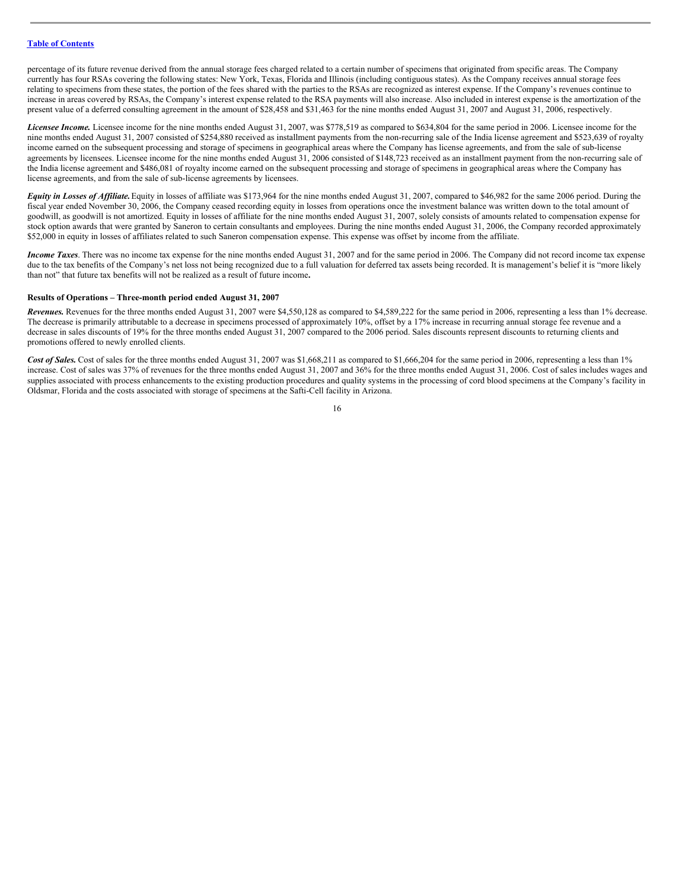percentage of its future revenue derived from the annual storage fees charged related to a certain number of specimens that originated from specific areas. The Company currently has four RSAs covering the following states: New York, Texas, Florida and Illinois (including contiguous states). As the Company receives annual storage fees relating to specimens from these states, the portion of the fees shared with the parties to the RSAs are recognized as interest expense. If the Company's revenues continue to increase in areas covered by RSAs, the Company's interest expense related to the RSA payments will also increase. Also included in interest expense is the amortization of the present value of a deferred consulting agreement in the amount of $28,458 and $31,463 for the nine months ended August 31, 2007 and August 31, 2006, respectively.

***Licensee Income.*** Licensee income for the nine months ended August 31, 2007, was $778,519 as compared to $634,804 for the same period in 2006. Licensee income for the nine months ended August 31, 2007 consisted of $254,880 received as installment payments from the non-recurring sale of the India license agreement and $523,639 of royalty income earned on the subsequent processing and storage of specimens in geographical areas where the Company has license agreements, and from the sale of sub-license agreements by licensees. Licensee income for the nine months ended August 31, 2006 consisted of $148,723 received as an installment payment from the non-recurring sale of the India license agreement and $486,081 of royalty income earned on the subsequent processing and storage of specimens in geographical areas where the Company has license agreements, and from the sale of sub-license agreements by licensees.

***Equity in Losses of Affiliate.*** Equity in losses of affiliate was $173,964 for the nine months ended August 31, 2007, compared to $46,982 for the same 2006 period. During the fiscal year ended November 30, 2006, the Company ceased recording equity in losses from operations once the investment balance was written down to the total amount of goodwill, as goodwill is not amortized. Equity in losses of affiliate for the nine months ended August 31, 2007, solely consists of amounts related to compensation expense for stock option awards that were granted by Saneron to certain consultants and employees. During the nine months ended August 31, 2006, the Company recorded approximately $52,000 in equity in losses of affiliates related to such Saneron compensation expense. This expense was offset by income from the affiliate.

***Income Taxes***. There was no income tax expense for the nine months ended August 31, 2007 and for the same period in 2006. The Company did not record income tax expense due to the tax benefits of the Company's net loss not being recognized due to a full valuation for deferred tax assets being recorded. It is management's belief it is "more likely than not" that future tax benefits will not be realized as a result of future income**.**

**Results of Operations – Three-month period ended August 31, 2007**

***Revenues.*** Revenues for the three months ended August 31, 2007 were $4,550,128 as compared to $4,589,222 for the same period in 2006, representing a less than 1% decrease. The decrease is primarily attributable to a decrease in specimens processed of approximately 10%, offset by a 17% increase in recurring annual storage fee revenue and a decrease in sales discounts of 19% for the three months ended August 31, 2007 compared to the 2006 period. Sales discounts represent discounts to returning clients and promotions offered to newly enrolled clients.

***Cost of Sales.*** Cost of sales for the three months ended August 31, 2007 was $1,668,211 as compared to $1,666,204 for the same period in 2006, representing a less than 1% increase. Cost of sales was 37% of revenues for the three months ended August 31, 2007 and 36% for the three months ended August 31, 2006. Cost of sales includes wages and supplies associated with process enhancements to the existing production procedures and quality systems in the processing of cord blood specimens at the Company's facility in Oldsmar, Florida and the costs associated with storage of specimens at the Safti-Cell facility in Arizona.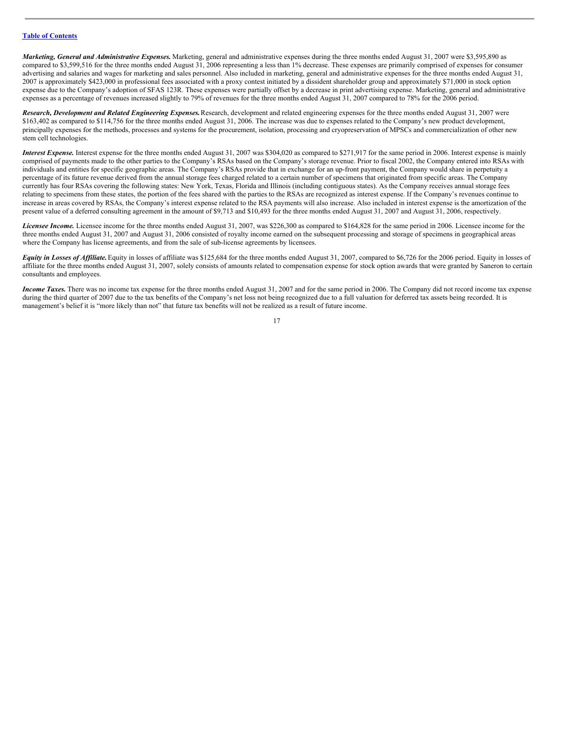***Marketing, General and Administrative Expenses.*** Marketing, general and administrative expenses during the three months ended August 31, 2007 were $3,595,890 as compared to $3,599,516 for the three months ended August 31, 2006 representing a less than 1% decrease. These expenses are primarily comprised of expenses for consumer advertising and salaries and wages for marketing and sales personnel. Also included in marketing, general and administrative expenses for the three months ended August 31, 2007 is approximately $423,000 in professional fees associated with a proxy contest initiated by a dissident shareholder group and approximately $71,000 in stock option expense due to the Company's adoption of SFAS 123R. These expenses were partially offset by a decrease in print advertising expense. Marketing, general and administrative expenses as a percentage of revenues increased slightly to 79% of revenues for the three months ended August 31, 2007 compared to 78% for the 2006 period.

***Research, Development and Related Engineering Expenses.*** Research, development and related engineering expenses for the three months ended August 31, 2007 were $163,402 as compared to $114,756 for the three months ended August 31, 2006. The increase was due to expenses related to the Company's new product development, principally expenses for the methods, processes and systems for the procurement, isolation, processing and cryopreservation of MPSCs and commercialization of other new stem cell technologies.

***Interest Expense.*** Interest expense for the three months ended August 31, 2007 was $304,020 as compared to $271,917 for the same period in 2006. Interest expense is mainly comprised of payments made to the other parties to the Company's RSAs based on the Company's storage revenue. Prior to fiscal 2002, the Company entered into RSAs with individuals and entities for specific geographic areas. The Company's RSAs provide that in exchange for an up-front payment, the Company would share in perpetuity a percentage of its future revenue derived from the annual storage fees charged related to a certain number of specimens that originated from specific areas. The Company currently has four RSAs covering the following states: New York, Texas, Florida and Illinois (including contiguous states). As the Company receives annual storage fees relating to specimens from these states, the portion of the fees shared with the parties to the RSAs are recognized as interest expense. If the Company's revenues continue to increase in areas covered by RSAs, the Company's interest expense related to the RSA payments will also increase. Also included in interest expense is the amortization of the present value of a deferred consulting agreement in the amount of $9,713 and $10,493 for the three months ended August 31, 2007 and August 31, 2006, respectively.

***Licensee Income.*** Licensee income for the three months ended August 31, 2007, was $226,300 as compared to $164,828 for the same period in 2006. Licensee income for the three months ended August 31, 2007 and August 31, 2006 consisted of royalty income earned on the subsequent processing and storage of specimens in geographical areas where the Company has license agreements, and from the sale of sub-license agreements by licensees.

***Equity in Losses of Affiliate.*** Equity in losses of affiliate was $125,684 for the three months ended August 31, 2007, compared to $6,726 for the 2006 period. Equity in losses of affiliate for the three months ended August 31, 2007, solely consists of amounts related to compensation expense for stock option awards that were granted by Saneron to certain consultants and employees.

***Income Taxes.*** There was no income tax expense for the three months ended August 31, 2007 and for the same period in 2006. The Company did not record income tax expense during the third quarter of 2007 due to the tax benefits of the Company's net loss not being recognized due to a full valuation for deferred tax assets being recorded. It is management's belief it is "more likely than not" that future tax benefits will not be realized as a result of future income.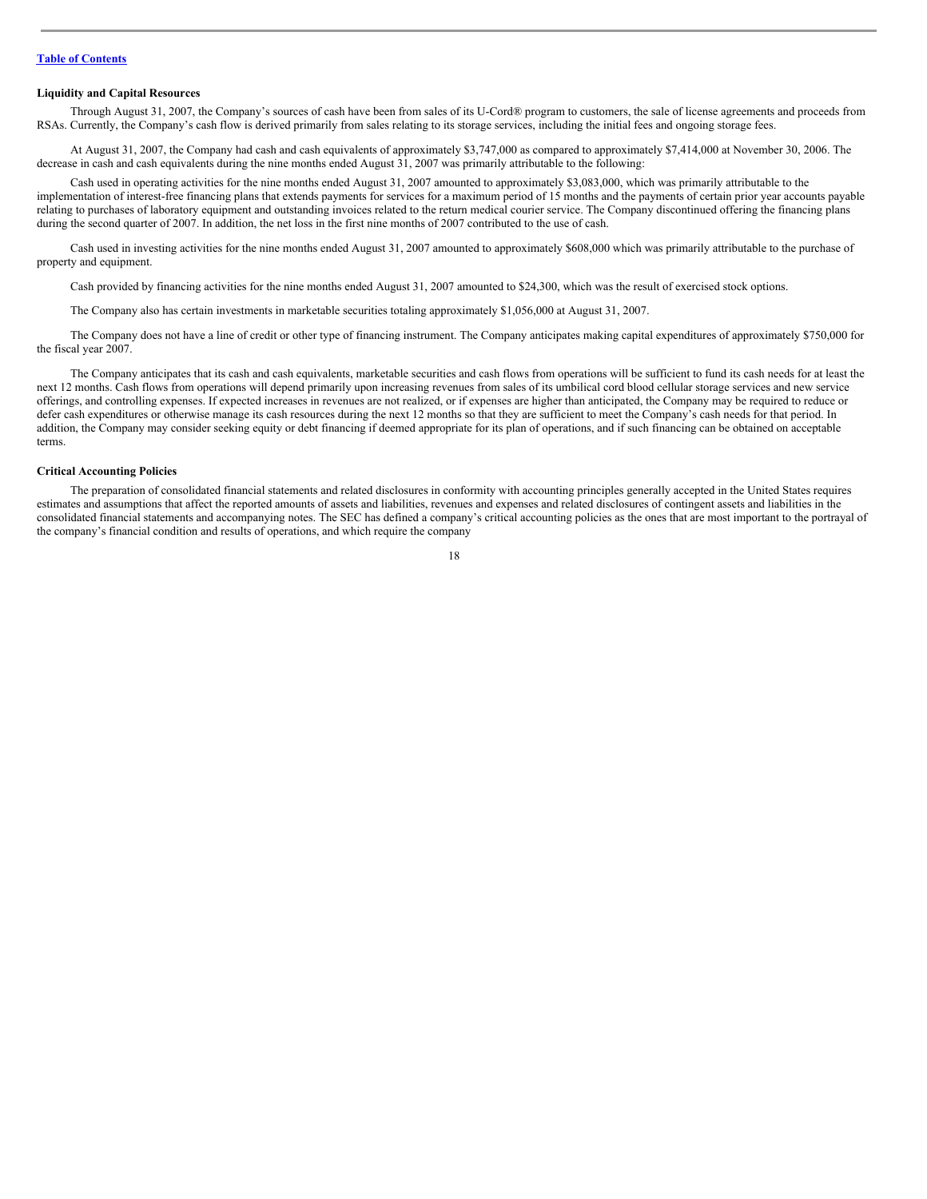[Table of Contents](#)

**Liquidity and Capital Resources**

Through August 31, 2007, the Company's sources of cash have been from sales of its U-Cord® program to customers, the sale of license agreements and proceeds from RSAs. Currently, the Company's cash flow is derived primarily from sales relating to its storage services, including the initial fees and ongoing storage fees.

At August 31, 2007, the Company had cash and cash equivalents of approximately $3,747,000 as compared to approximately $7,414,000 at November 30, 2006. The decrease in cash and cash equivalents during the nine months ended August 31, 2007 was primarily attributable to the following:

Cash used in operating activities for the nine months ended August 31, 2007 amounted to approximately $3,083,000, which was primarily attributable to the implementation of interest-free financing plans that extends payments for services for a maximum period of 15 months and the payments of certain prior year accounts payable relating to purchases of laboratory equipment and outstanding invoices related to the return medical courier service. The Company discontinued offering the financing plans during the second quarter of 2007. In addition, the net loss in the first nine months of 2007 contributed to the use of cash.

Cash used in investing activities for the nine months ended August 31, 2007 amounted to approximately $608,000 which was primarily attributable to the purchase of property and equipment.

Cash provided by financing activities for the nine months ended August 31, 2007 amounted to $24,300, which was the result of exercised stock options.

The Company also has certain investments in marketable securities totaling approximately $1,056,000 at August 31, 2007.

The Company does not have a line of credit or other type of financing instrument. The Company anticipates making capital expenditures of approximately $750,000 for the fiscal year 2007.

The Company anticipates that its cash and cash equivalents, marketable securities and cash flows from operations will be sufficient to fund its cash needs for at least the next 12 months. Cash flows from operations will depend primarily upon increasing revenues from sales of its umbilical cord blood cellular storage services and new service offerings, and controlling expenses. If expected increases in revenues are not realized, or if expenses are higher than anticipated, the Company may be required to reduce or defer cash expenditures or otherwise manage its cash resources during the next 12 months so that they are sufficient to meet the Company's cash needs for that period. In addition, the Company may consider seeking equity or debt financing if deemed appropriate for its plan of operations, and if such financing can be obtained on acceptable terms.

**Critical Accounting Policies**

The preparation of consolidated financial statements and related disclosures in conformity with accounting principles generally accepted in the United States requires estimates and assumptions that affect the reported amounts of assets and liabilities, revenues and expenses and related disclosures of contingent assets and liabilities in the consolidated financial statements and accompanying notes. The SEC has defined a company's critical accounting policies as the ones that are most important to the portrayal of the company's financial condition and results of operations, and which require the company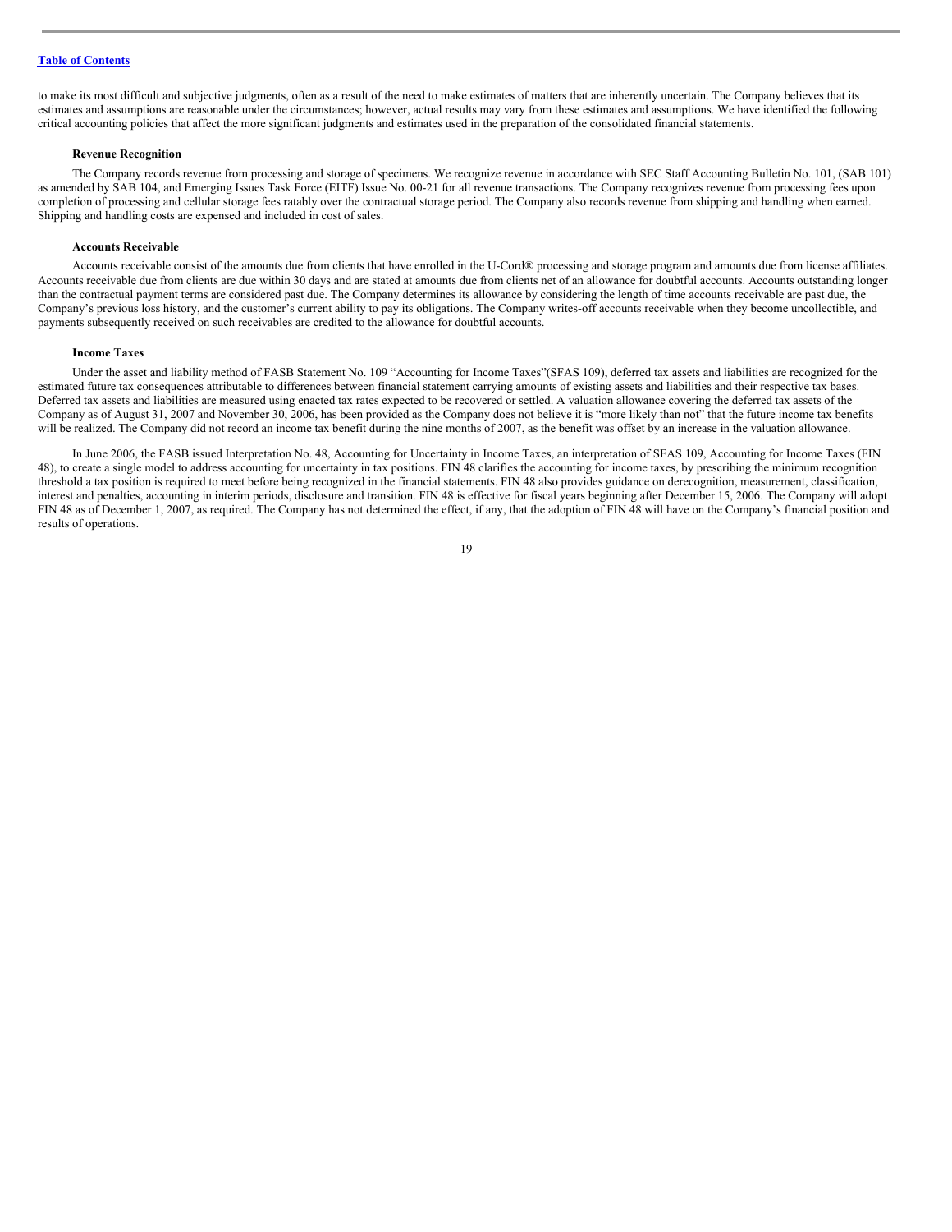to make its most difficult and subjective judgments, often as a result of the need to make estimates of matters that are inherently uncertain. The Company believes that its estimates and assumptions are reasonable under the circumstances; however, actual results may vary from these estimates and assumptions. We have identified the following critical accounting policies that affect the more significant judgments and estimates used in the preparation of the consolidated financial statements.

**Revenue Recognition**

The Company records revenue from processing and storage of specimens. We recognize revenue in accordance with SEC Staff Accounting Bulletin No. 101, (SAB 101) as amended by SAB 104, and Emerging Issues Task Force (EITF) Issue No. 00-21 for all revenue transactions. The Company recognizes revenue from processing fees upon completion of processing and cellular storage fees ratably over the contractual storage period. The Company also records revenue from shipping and handling when earned. Shipping and handling costs are expensed and included in cost of sales.

**Accounts Receivable**

Accounts receivable consist of the amounts due from clients that have enrolled in the U-Cord® processing and storage program and amounts due from license affiliates. Accounts receivable due from clients are due within 30 days and are stated at amounts due from clients net of an allowance for doubtful accounts. Accounts outstanding longer than the contractual payment terms are considered past due. The Company determines its allowance by considering the length of time accounts receivable are past due, the Company's previous loss history, and the customer's current ability to pay its obligations. The Company writes-off accounts receivable when they become uncollectible, and payments subsequently received on such receivables are credited to the allowance for doubtful accounts.

**Income Taxes**

Under the asset and liability method of FASB Statement No. 109 "Accounting for Income Taxes"(SFAS 109), deferred tax assets and liabilities are recognized for the estimated future tax consequences attributable to differences between financial statement carrying amounts of existing assets and liabilities and their respective tax bases. Deferred tax assets and liabilities are measured using enacted tax rates expected to be recovered or settled. A valuation allowance covering the deferred tax assets of the Company as of August 31, 2007 and November 30, 2006, has been provided as the Company does not believe it is "more likely than not" that the future income tax benefits will be realized. The Company did not record an income tax benefit during the nine months of 2007, as the benefit was offset by an increase in the valuation allowance.

In June 2006, the FASB issued Interpretation No. 48, Accounting for Uncertainty in Income Taxes, an interpretation of SFAS 109, Accounting for Income Taxes (FIN 48), to create a single model to address accounting for uncertainty in tax positions. FIN 48 clarifies the accounting for income taxes, by prescribing the minimum recognition threshold a tax position is required to meet before being recognized in the financial statements. FIN 48 also provides guidance on derecognition, measurement, classification, interest and penalties, accounting in interim periods, disclosure and transition. FIN 48 is effective for fiscal years beginning after December 15, 2006. The Company will adopt FIN 48 as of December 1, 2007, as required. The Company has not determined the effect, if any, that the adoption of FIN 48 will have on the Company's financial position and results of operations.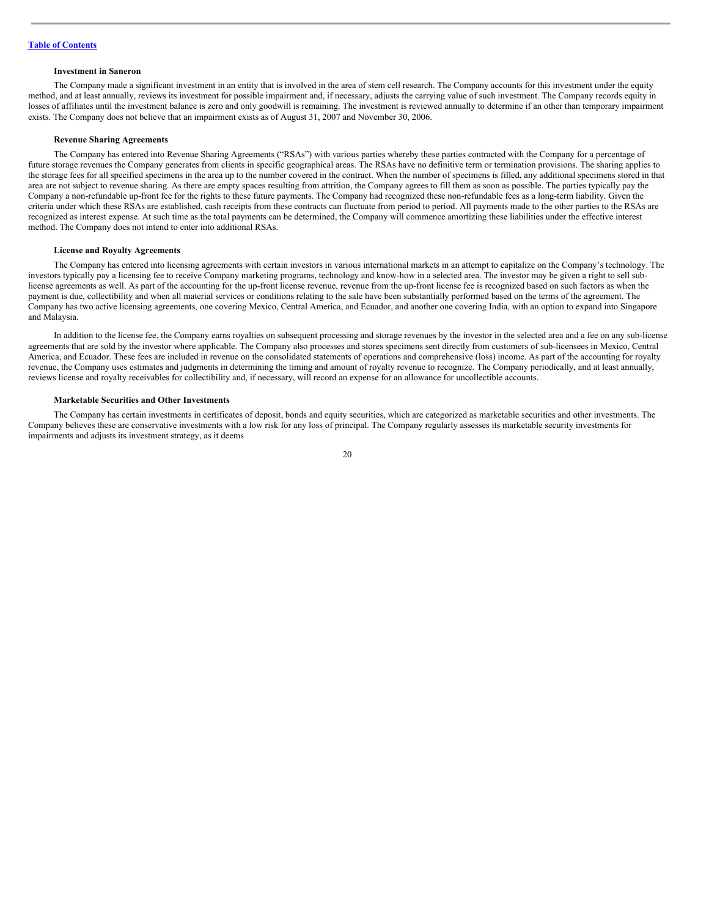#### Investment in Saneron

The Company made a significant investment in an entity that is involved in the area of stem cell research. The Company accounts for this investment under the equity method, and at least annually, reviews its investment for possible impairment and, if necessary, adjusts the carrying value of such investment. The Company records equity in losses of affiliates until the investment balance is zero and only goodwill is remaining. The investment is reviewed annually to determine if an other than temporary impairment exists. The Company does not believe that an impairment exists as of August 31, 2007 and November 30, 2006.

#### Revenue Sharing Agreements

The Company has entered into Revenue Sharing Agreements ("RSAs") with various parties whereby these parties contracted with the Company for a percentage of future storage revenues the Company generates from clients in specific geographical areas. The RSAs have no definitive term or termination provisions. The sharing applies to the storage fees for all specified specimens in the area up to the number covered in the contract. When the number of specimens is filled, any additional specimens stored in that area are not subject to revenue sharing. As there are empty spaces resulting from attrition, the Company agrees to fill them as soon as possible. The parties typically pay the Company a non-refundable up-front fee for the rights to these future payments. The Company had recognized these non-refundable fees as a long-term liability. Given the criteria under which these RSAs are established, cash receipts from these contracts can fluctuate from period to period. All payments made to the other parties to the RSAs are recognized as interest expense. At such time as the total payments can be determined, the Company will commence amortizing these liabilities under the effective interest method. The Company does not intend to enter into additional RSAs.

#### License and Royalty Agreements

The Company has entered into licensing agreements with certain investors in various international markets in an attempt to capitalize on the Company's technology. The investors typically pay a licensing fee to receive Company marketing programs, technology and know-how in a selected area. The investor may be given a right to sell sub-license agreements as well. As part of the accounting for the up-front license revenue, revenue from the up-front license fee is recognized based on such factors as when the payment is due, collectibility and when all material services or conditions relating to the sale have been substantially performed based on the terms of the agreement. The Company has two active licensing agreements, one covering Mexico, Central America, and Ecuador, and another one covering India, with an option to expand into Singapore and Malaysia.

In addition to the license fee, the Company earns royalties on subsequent processing and storage revenues by the investor in the selected area and a fee on any sub-license agreements that are sold by the investor where applicable. The Company also processes and stores specimens sent directly from customers of sub-licensees in Mexico, Central America, and Ecuador. These fees are included in revenue on the consolidated statements of operations and comprehensive (loss) income. As part of the accounting for royalty revenue, the Company uses estimates and judgments in determining the timing and amount of royalty revenue to recognize. The Company periodically, and at least annually, reviews license and royalty receivables for collectibility and, if necessary, will record an expense for an allowance for uncollectible accounts.

#### Marketable Securities and Other Investments

The Company has certain investments in certificates of deposit, bonds and equity securities, which are categorized as marketable securities and other investments. The Company believes these are conservative investments with a low risk for any loss of principal. The Company regularly assesses its marketable security investments for impairments and adjusts its investment strategy, as it deems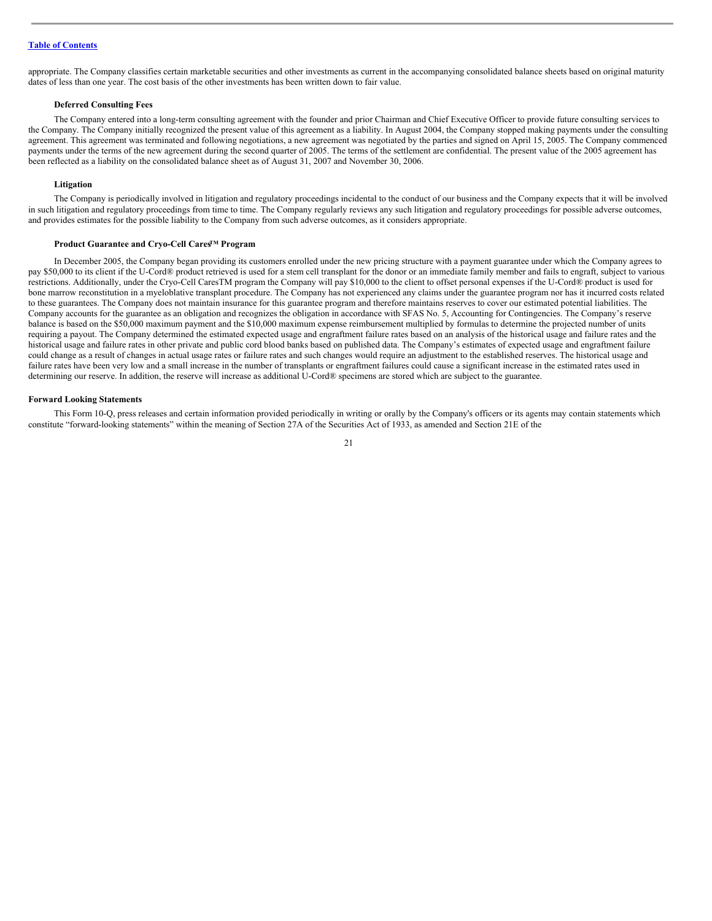appropriate. The Company classifies certain marketable securities and other investments as current in the accompanying consolidated balance sheets based on original maturity dates of less than one year. The cost basis of the other investments has been written down to fair value.

**Deferred Consulting Fees**

The Company entered into a long-term consulting agreement with the founder and prior Chairman and Chief Executive Officer to provide future consulting services to the Company. The Company initially recognized the present value of this agreement as a liability. In August 2004, the Company stopped making payments under the consulting agreement. This agreement was terminated and following negotiations, a new agreement was negotiated by the parties and signed on April 15, 2005. The Company commenced payments under the terms of the new agreement during the second quarter of 2005. The terms of the settlement are confidential. The present value of the 2005 agreement has been reflected as a liability on the consolidated balance sheet as of August 31, 2007 and November 30, 2006.

**Litigation**

The Company is periodically involved in litigation and regulatory proceedings incidental to the conduct of our business and the Company expects that it will be involved in such litigation and regulatory proceedings from time to time. The Company regularly reviews any such litigation and regulatory proceedings for possible adverse outcomes, and provides estimates for the possible liability to the Company from such adverse outcomes, as it considers appropriate.

**Product Guarantee and Cryo-Cell Cares™ Program**

In December 2005, the Company began providing its customers enrolled under the new pricing structure with a payment guarantee under which the Company agrees to pay $50,000 to its client if the U-Cord® product retrieved is used for a stem cell transplant for the donor or an immediate family member and fails to engraft, subject to various restrictions. Additionally, under the Cryo-Cell CaresTM program the Company will pay $10,000 to the client to offset personal expenses if the U-Cord® product is used for bone marrow reconstitution in a myeloblative transplant procedure. The Company has not experienced any claims under the guarantee program nor has it incurred costs related to these guarantees. The Company does not maintain insurance for this guarantee program and therefore maintains reserves to cover our estimated potential liabilities. The Company accounts for the guarantee as an obligation and recognizes the obligation in accordance with SFAS No. 5, Accounting for Contingencies. The Company's reserve balance is based on the $50,000 maximum payment and the $10,000 maximum expense reimbursement multiplied by formulas to determine the projected number of units requiring a payout. The Company determined the estimated expected usage and engraftment failure rates based on an analysis of the historical usage and failure rates and the historical usage and failure rates in other private and public cord blood banks based on published data. The Company's estimates of expected usage and engraftment failure could change as a result of changes in actual usage rates or failure rates and such changes would require an adjustment to the established reserves. The historical usage and failure rates have been very low and a small increase in the number of transplants or engraftment failures could cause a significant increase in the estimated rates used in determining our reserve. In addition, the reserve will increase as additional U-Cord® specimens are stored which are subject to the guarantee.

**Forward Looking Statements**

This Form 10-Q, press releases and certain information provided periodically in writing or orally by the Company's officers or its agents may contain statements which constitute "forward-looking statements" within the meaning of Section 27A of the Securities Act of 1933, as amended and Section 21E of the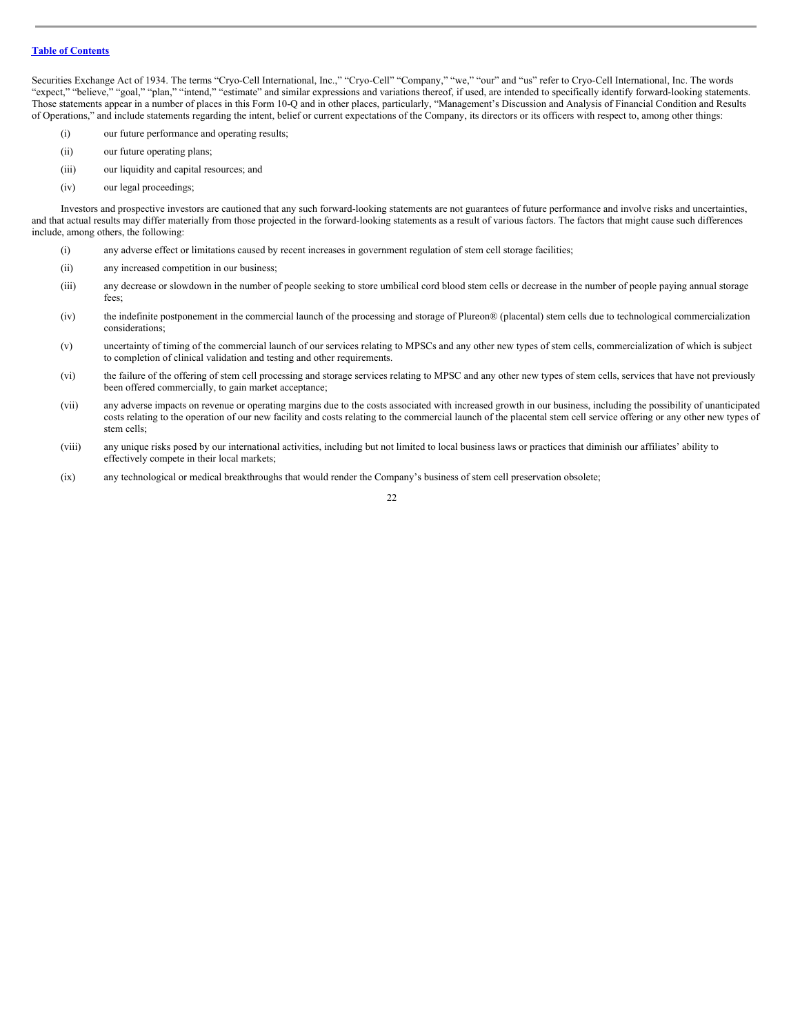Securities Exchange Act of 1934. The terms "Cryo-Cell International, Inc.," "Cryo-Cell" "Company," "we," "our" and "us" refer to Cryo-Cell International, Inc. The words "expect," "believe," "goal," "plan," "intend," "estimate" and similar expressions and variations thereof, if used, are intended to specifically identify forward-looking statements. Those statements appear in a number of places in this Form 10-Q and in other places, particularly, "Management's Discussion and Analysis of Financial Condition and Results of Operations," and include statements regarding the intent, belief or current expectations of the Company, its directors or its officers with respect to, among other things:

(i) our future performance and operating results;

(ii) our future operating plans;

(iii) our liquidity and capital resources; and

(iv) our legal proceedings;

Investors and prospective investors are cautioned that any such forward-looking statements are not guarantees of future performance and involve risks and uncertainties, and that actual results may differ materially from those projected in the forward-looking statements as a result of various factors. The factors that might cause such differences include, among others, the following:

(i) any adverse effect or limitations caused by recent increases in government regulation of stem cell storage facilities;

(ii) any increased competition in our business;

(iii) any decrease or slowdown in the number of people seeking to store umbilical cord blood stem cells or decrease in the number of people paying annual storage fees;

(iv) the indefinite postponement in the commercial launch of the processing and storage of Plureon® (placental) stem cells due to technological commercialization considerations;

(v) uncertainty of timing of the commercial launch of our services relating to MPSCs and any other new types of stem cells, commercialization of which is subject to completion of clinical validation and testing and other requirements.

(vi) the failure of the offering of stem cell processing and storage services relating to MPSC and any other new types of stem cells, services that have not previously been offered commercially, to gain market acceptance;

(vii) any adverse impacts on revenue or operating margins due to the costs associated with increased growth in our business, including the possibility of unanticipated costs relating to the operation of our new facility and costs relating to the commercial launch of the placental stem cell service offering or any other new types of stem cells;

(viii) any unique risks posed by our international activities, including but not limited to local business laws or practices that diminish our affiliates' ability to effectively compete in their local markets;

(ix) any technological or medical breakthroughs that would render the Company's business of stem cell preservation obsolete;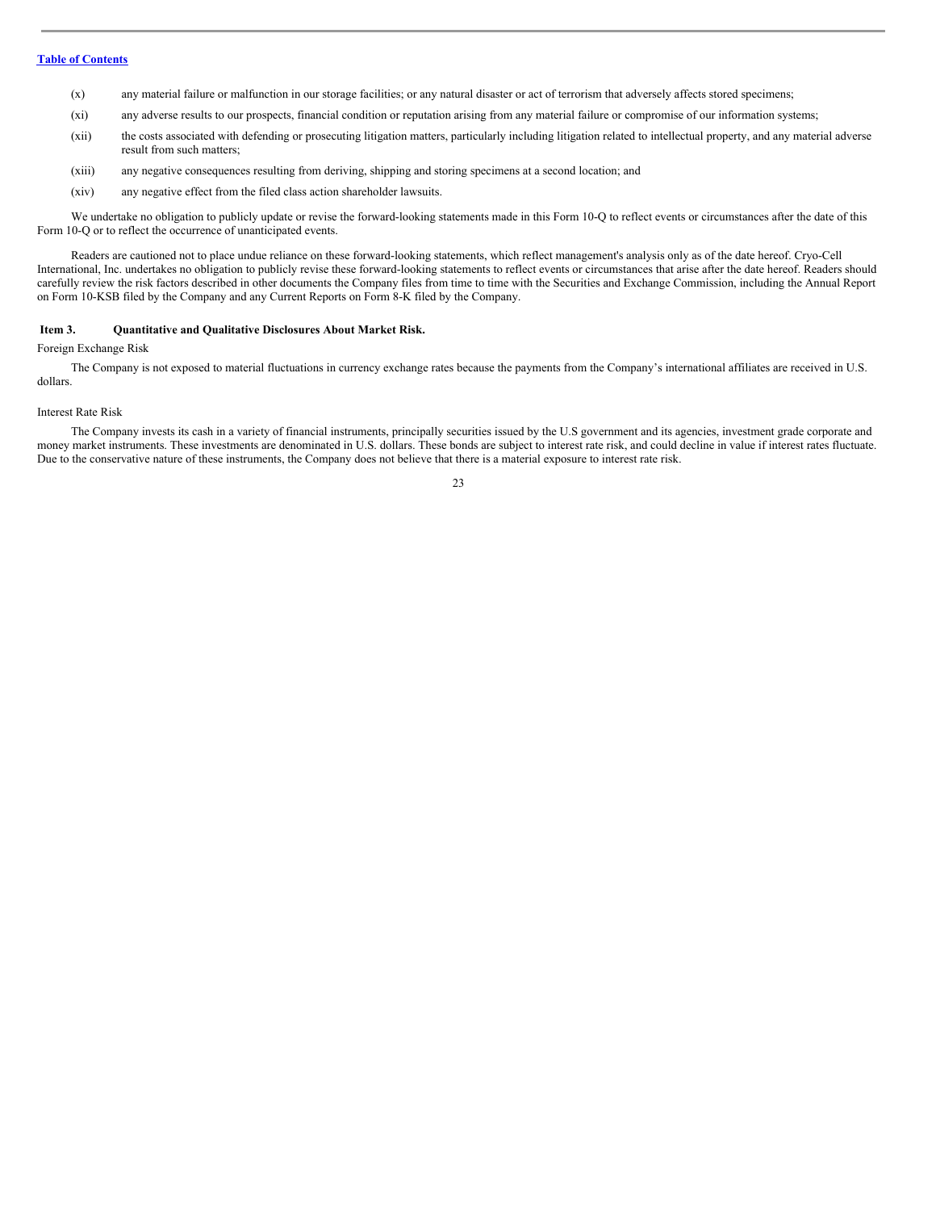(x) any material failure or malfunction in our storage facilities; or any natural disaster or act of terrorism that adversely affects stored specimens;

(xi) any adverse results to our prospects, financial condition or reputation arising from any material failure or compromise of our information systems;

(xii) the costs associated with defending or prosecuting litigation matters, particularly including litigation related to intellectual property, and any material adverse result from such matters;

(xiii) any negative consequences resulting from deriving, shipping and storing specimens at a second location; and

(xiv) any negative effect from the filed class action shareholder lawsuits.

We undertake no obligation to publicly update or revise the forward-looking statements made in this Form 10-Q to reflect events or circumstances after the date of this Form 10-Q or to reflect the occurrence of unanticipated events.

Readers are cautioned not to place undue reliance on these forward-looking statements, which reflect management's analysis only as of the date hereof. Cryo-Cell International, Inc. undertakes no obligation to publicly revise these forward-looking statements to reflect events or circumstances that arise after the date hereof. Readers should carefully review the risk factors described in other documents the Company files from time to time with the Securities and Exchange Commission, including the Annual Report on Form 10-KSB filed by the Company and any Current Reports on Form 8-K filed by the Company.

## Item 3. Quantitative and Qualitative Disclosures About Market Risk.

Foreign Exchange Risk

The Company is not exposed to material fluctuations in currency exchange rates because the payments from the Company's international affiliates are received in U.S. dollars.

Interest Rate Risk

The Company invests its cash in a variety of financial instruments, principally securities issued by the U.S government and its agencies, investment grade corporate and money market instruments. These investments are denominated in U.S. dollars. These bonds are subject to interest rate risk, and could decline in value if interest rates fluctuate. Due to the conservative nature of these instruments, the Company does not believe that there is a material exposure to interest rate risk.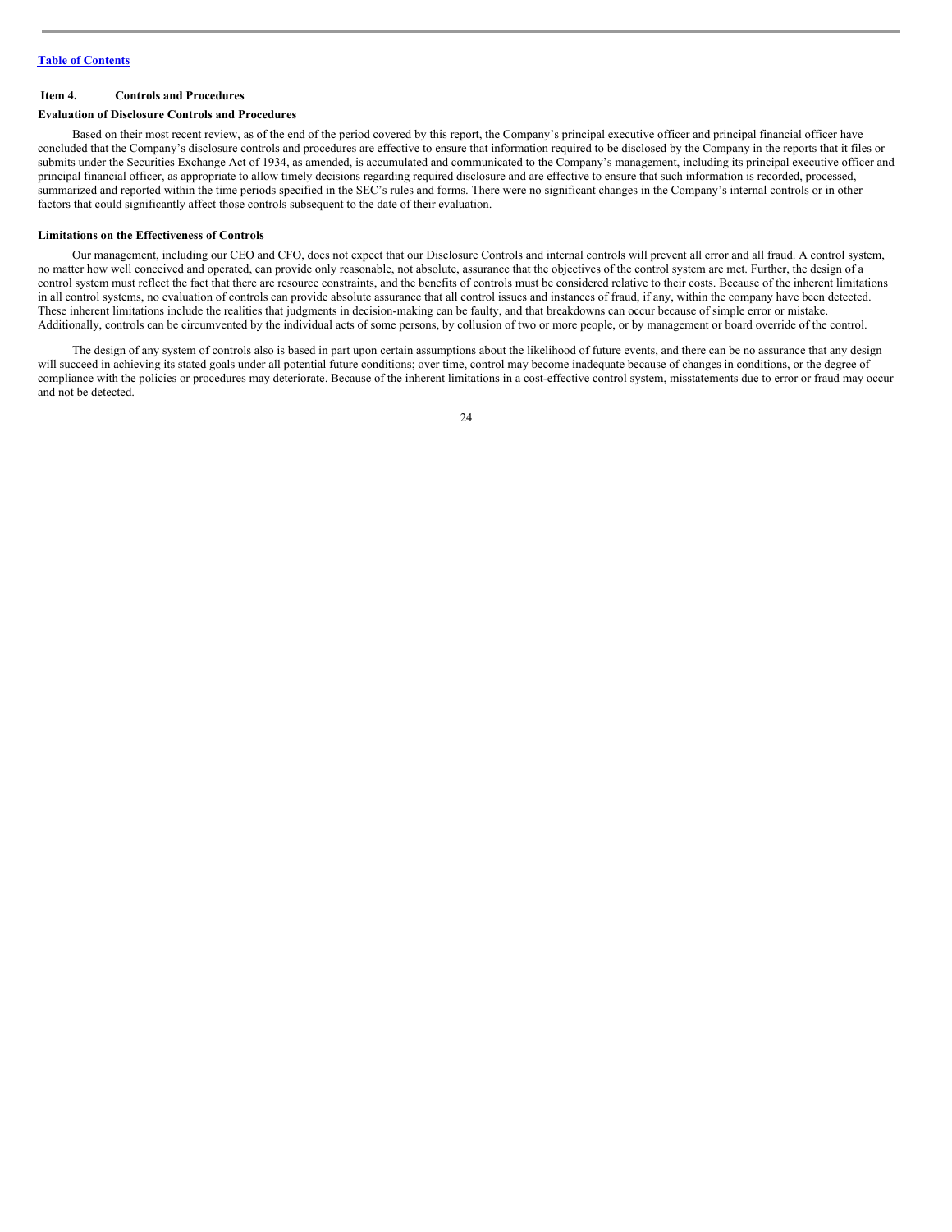## Item 4. Controls and Procedures

### Evaluation of Disclosure Controls and Procedures

Based on their most recent review, as of the end of the period covered by this report, the Company's principal executive officer and principal financial officer have concluded that the Company's disclosure controls and procedures are effective to ensure that information required to be disclosed by the Company in the reports that it files or submits under the Securities Exchange Act of 1934, as amended, is accumulated and communicated to the Company's management, including its principal executive officer and principal financial officer, as appropriate to allow timely decisions regarding required disclosure and are effective to ensure that such information is recorded, processed, summarized and reported within the time periods specified in the SEC's rules and forms. There were no significant changes in the Company's internal controls or in other factors that could significantly affect those controls subsequent to the date of their evaluation.

### Limitations on the Effectiveness of Controls

Our management, including our CEO and CFO, does not expect that our Disclosure Controls and internal controls will prevent all error and all fraud. A control system, no matter how well conceived and operated, can provide only reasonable, not absolute, assurance that the objectives of the control system are met. Further, the design of a control system must reflect the fact that there are resource constraints, and the benefits of controls must be considered relative to their costs. Because of the inherent limitations in all control systems, no evaluation of controls can provide absolute assurance that all control issues and instances of fraud, if any, within the company have been detected. These inherent limitations include the realities that judgments in decision-making can be faulty, and that breakdowns can occur because of simple error or mistake. Additionally, controls can be circumvented by the individual acts of some persons, by collusion of two or more people, or by management or board override of the control.

The design of any system of controls also is based in part upon certain assumptions about the likelihood of future events, and there can be no assurance that any design will succeed in achieving its stated goals under all potential future conditions; over time, control may become inadequate because of changes in conditions, or the degree of compliance with the policies or procedures may deteriorate. Because of the inherent limitations in a cost-effective control system, misstatements due to error or fraud may occur and not be detected.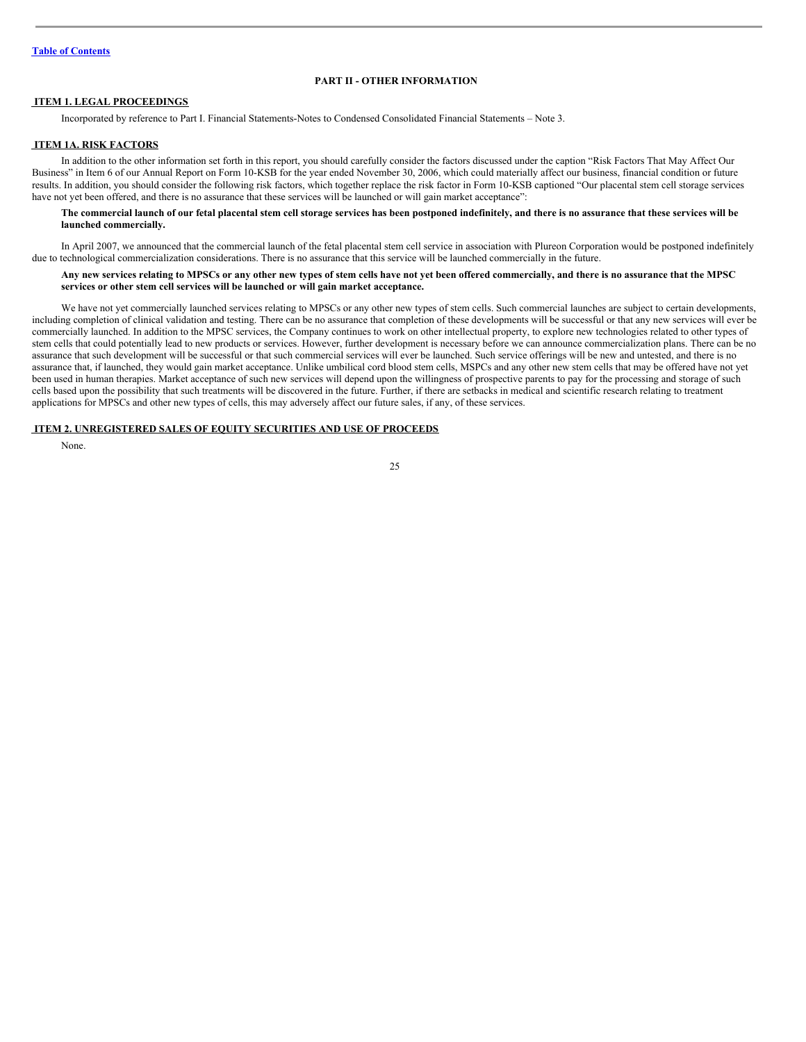[Table of Contents]

## PART II - OTHER INFORMATION

### ITEM 1. LEGAL PROCEEDINGS

Incorporated by reference to Part I. Financial Statements-Notes to Condensed Consolidated Financial Statements – Note 3.

### ITEM 1A. RISK FACTORS

In addition to the other information set forth in this report, you should carefully consider the factors discussed under the caption "Risk Factors That May Affect Our Business" in Item 6 of our Annual Report on Form 10-KSB for the year ended November 30, 2006, which could materially affect our business, financial condition or future results. In addition, you should consider the following risk factors, which together replace the risk factor in Form 10-KSB captioned "Our placental stem cell storage services have not yet been offered, and there is no assurance that these services will be launched or will gain market acceptance":

**The commercial launch of our fetal placental stem cell storage services has been postponed indefinitely, and there is no assurance that these services will be launched commercially.**

In April 2007, we announced that the commercial launch of the fetal placental stem cell service in association with Plureon Corporation would be postponed indefinitely due to technological commercialization considerations. There is no assurance that this service will be launched commercially in the future.

**Any new services relating to MPSCs or any other new types of stem cells have not yet been offered commercially, and there is no assurance that the MPSC services or other stem cell services will be launched or will gain market acceptance.**

We have not yet commercially launched services relating to MPSCs or any other new types of stem cells. Such commercial launches are subject to certain developments, including completion of clinical validation and testing. There can be no assurance that completion of these developments will be successful or that any new services will ever be commercially launched. In addition to the MPSC services, the Company continues to work on other intellectual property, to explore new technologies related to other types of stem cells that could potentially lead to new products or services. However, further development is necessary before we can announce commercialization plans. There can be no assurance that such development will be successful or that such commercial services will ever be launched. Such service offerings will be new and untested, and there is no assurance that, if launched, they would gain market acceptance. Unlike umbilical cord blood stem cells, MSPCs and any other new stem cells that may be offered have not yet been used in human therapies. Market acceptance of such new services will depend upon the willingness of prospective parents to pay for the processing and storage of such cells based upon the possibility that such treatments will be discovered in the future. Further, if there are setbacks in medical and scientific research relating to treatment applications for MPSCs and other new types of cells, this may adversely affect our future sales, if any, of these services.

### ITEM 2. UNREGISTERED SALES OF EQUITY SECURITIES AND USE OF PROCEEDS

None.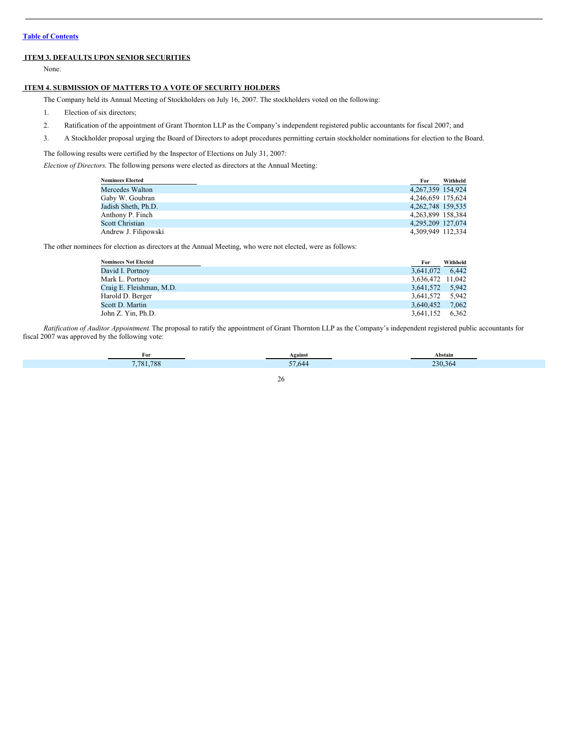[Table of Contents](#)

## ITEM 3. DEFAULTS UPON SENIOR SECURITIES

None.

## ITEM 4. SUBMISSION OF MATTERS TO A VOTE OF SECURITY HOLDERS

The Company held its Annual Meeting of Stockholders on July 16, 2007. The stockholders voted on the following:

1. Election of six directors;
2. Ratification of the appointment of Grant Thornton LLP as the Company's independent registered public accountants for fiscal 2007; and
3. A Stockholder proposal urging the Board of Directors to adopt procedures permitting certain stockholder nominations for election to the Board.

The following results were certified by the Inspector of Elections on July 31, 2007:

*Election of Directors.* The following persons were elected as directors at the Annual Meeting:

| Nominees Elected | For | Withheld |
|---|---|---|
| Mercedes Walton | 4,267,359 | 154,924 |
| Gaby W. Goubran | 4,246,659 | 175,624 |
| Jadish Sheth, Ph.D. | 4,262,748 | 159,535 |
| Anthony P. Finch | 4,263,899 | 158,384 |
| Scott Christian | 4,295,209 | 127,074 |
| Andrew J. Filipowski | 4,309,949 | 112,334 |

The other nominees for election as directors at the Annual Meeting, who were not elected, were as follows:

| Nominees Not Elected | For | Withheld |
|---|---|---|
| David I. Portnoy | 3,641,072 | 6,442 |
| Mark L. Portnoy | 3,636,472 | 11,042 |
| Craig E. Fleishman, M.D. | 3,641,572 | 5,942 |
| Harold D. Berger | 3,641,572 | 5,942 |
| Scott D. Martin | 3,640,452 | 7,062 |
| John Z. Yin, Ph.D. | 3,641,152 | 6,362 |

*Ratification of Auditor Appointment.* The proposal to ratify the appointment of Grant Thornton LLP as the Company's independent registered public accountants for fiscal 2007 was approved by the following vote:

| For | Against | Abstain |
|---|---|---|
| 7,781,788 | 57,644 | 230,364 |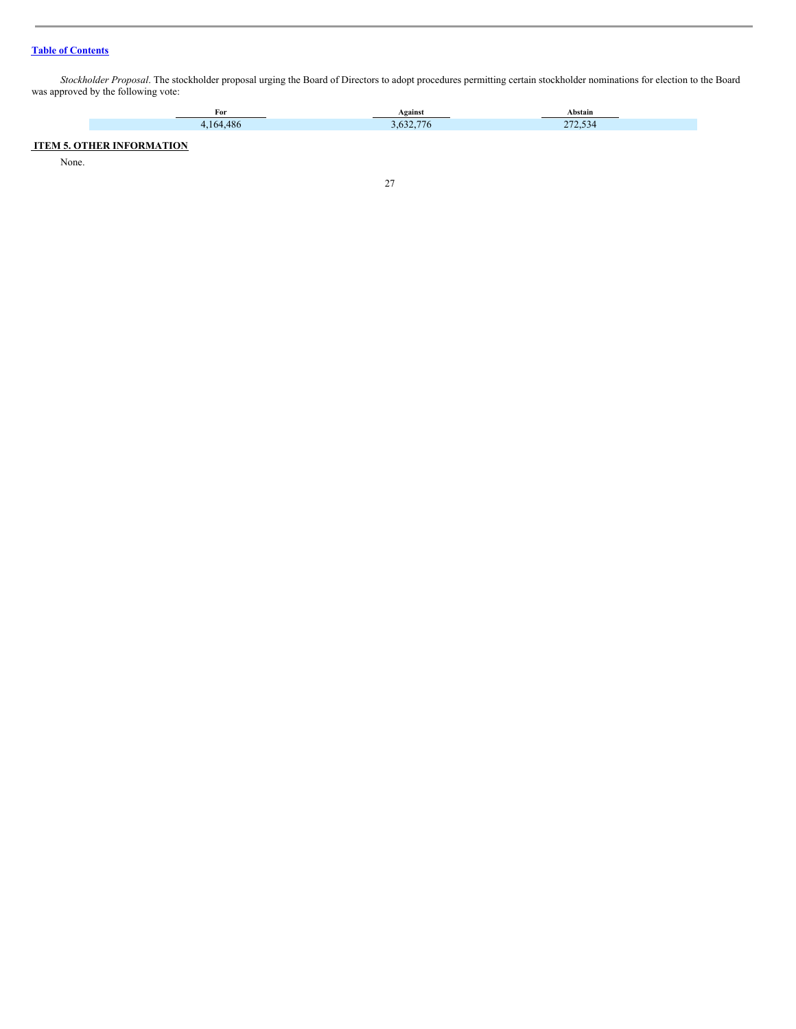*Stockholder Proposal*. The stockholder proposal urging the Board of Directors to adopt procedures permitting certain stockholder nominations for election to the Board was approved by the following vote:

| For | Against | Abstain |
| --- | --- | --- |
| 4,164,486 | 3,632,776 | 272,534 |

## ITEM 5. OTHER INFORMATION

None.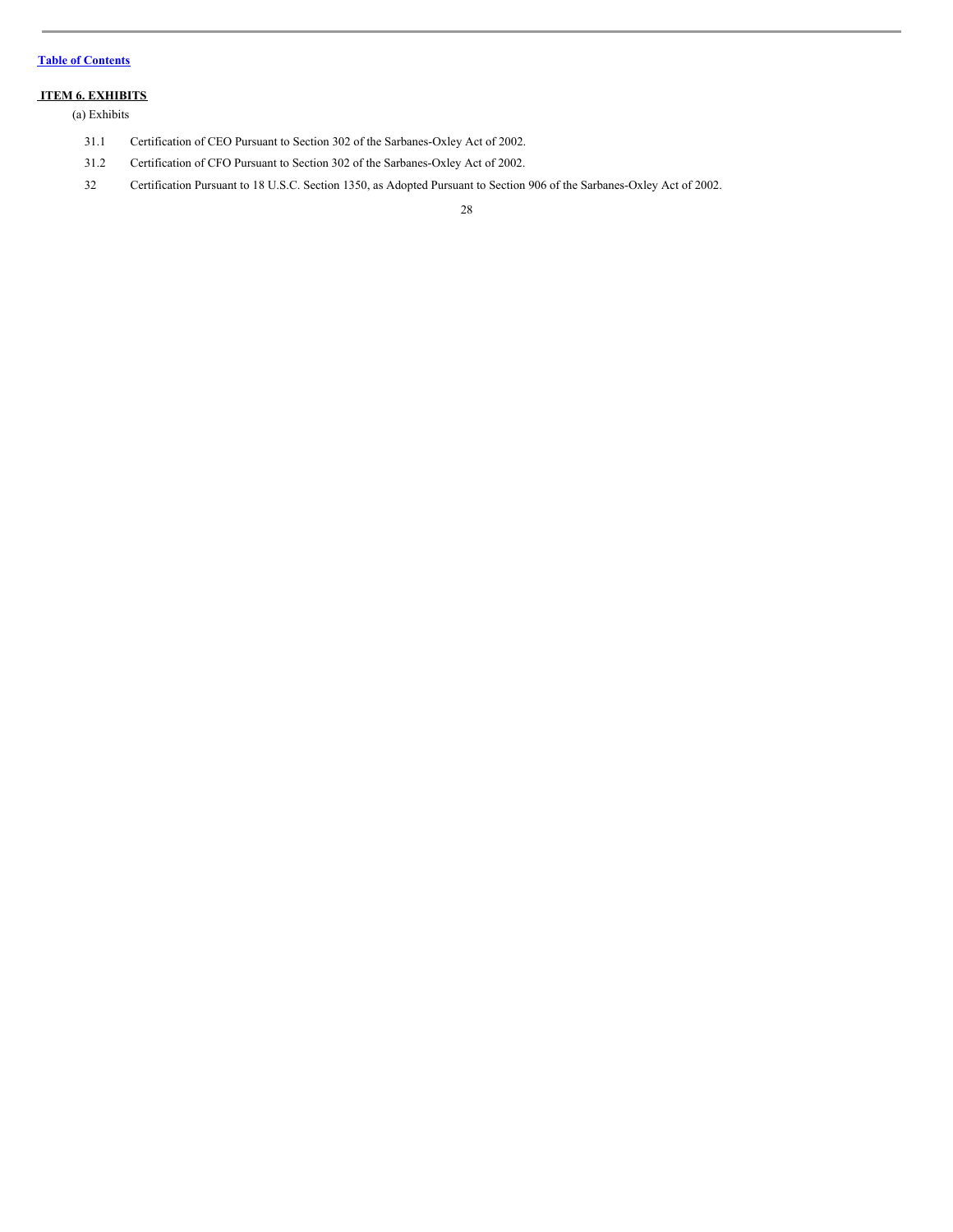## ITEM 6. EXHIBITS

(a) Exhibits

| | |
|---|---|
| 31.1 | Certification of CEO Pursuant to Section 302 of the Sarbanes-Oxley Act of 2002. |
| 31.2 | Certification of CFO Pursuant to Section 302 of the Sarbanes-Oxley Act of 2002. |
| 32 | Certification Pursuant to 18 U.S.C. Section 1350, as Adopted Pursuant to Section 906 of the Sarbanes-Oxley Act of 2002. |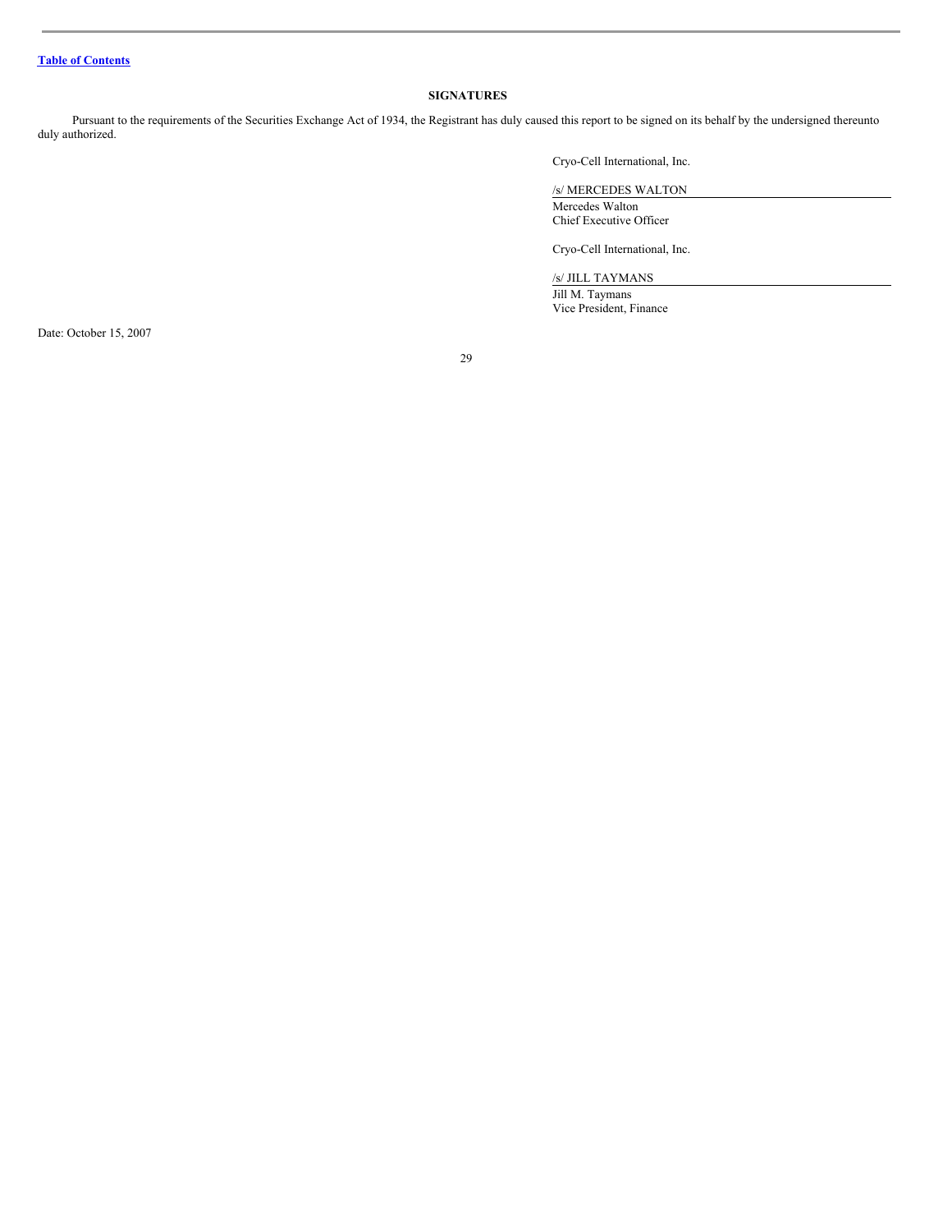[Table of Contents](#)

## SIGNATURES

Pursuant to the requirements of the Securities Exchange Act of 1934, the Registrant has duly caused this report to be signed on its behalf by the undersigned thereunto duly authorized.

Cryo-Cell International, Inc.

/s/ MERCEDES WALTON
Mercedes Walton
Chief Executive Officer

Cryo-Cell International, Inc.

/s/ JILL TAYMANS
Jill M. Taymans
Vice President, Finance

Date: October 15, 2007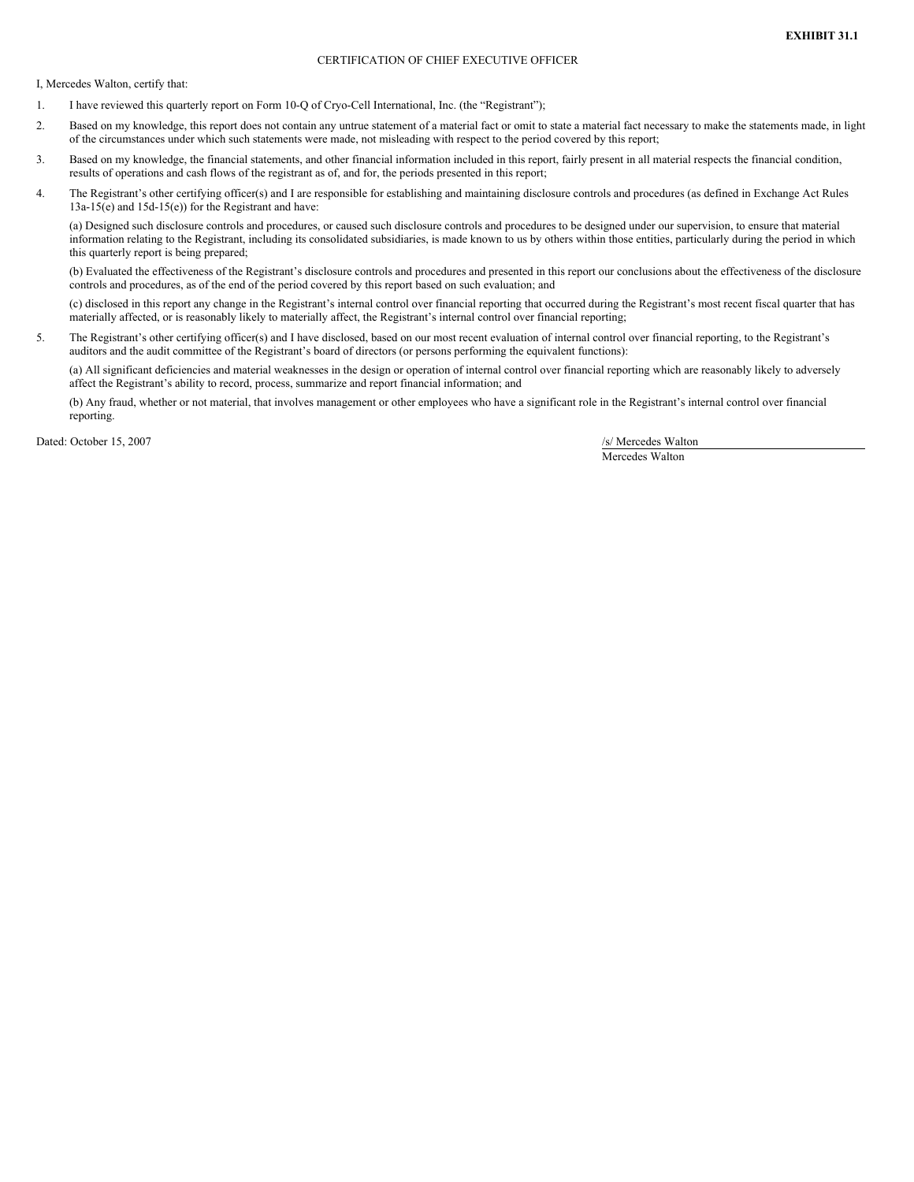**EXHIBIT 31.1**

CERTIFICATION OF CHIEF EXECUTIVE OFFICER

I, Mercedes Walton, certify that:

1. I have reviewed this quarterly report on Form 10-Q of Cryo-Cell International, Inc. (the "Registrant");

2. Based on my knowledge, this report does not contain any untrue statement of a material fact or omit to state a material fact necessary to make the statements made, in light of the circumstances under which such statements were made, not misleading with respect to the period covered by this report;

3. Based on my knowledge, the financial statements, and other financial information included in this report, fairly present in all material respects the financial condition, results of operations and cash flows of the registrant as of, and for, the periods presented in this report;

4. The Registrant's other certifying officer(s) and I are responsible for establishing and maintaining disclosure controls and procedures (as defined in Exchange Act Rules 13a-15(e) and 15d-15(e)) for the Registrant and have:

   (a) Designed such disclosure controls and procedures, or caused such disclosure controls and procedures to be designed under our supervision, to ensure that material information relating to the Registrant, including its consolidated subsidiaries, is made known to us by others within those entities, particularly during the period in which this quarterly report is being prepared;

   (b) Evaluated the effectiveness of the Registrant's disclosure controls and procedures and presented in this report our conclusions about the effectiveness of the disclosure controls and procedures, as of the end of the period covered by this report based on such evaluation; and

   (c) disclosed in this report any change in the Registrant's internal control over financial reporting that occurred during the Registrant's most recent fiscal quarter that has materially affected, or is reasonably likely to materially affect, the Registrant's internal control over financial reporting;

5. The Registrant's other certifying officer(s) and I have disclosed, based on our most recent evaluation of internal control over financial reporting, to the Registrant's auditors and the audit committee of the Registrant's board of directors (or persons performing the equivalent functions):

   (a) All significant deficiencies and material weaknesses in the design or operation of internal control over financial reporting which are reasonably likely to adversely affect the Registrant's ability to record, process, summarize and report financial information; and

   (b) Any fraud, whether or not material, that involves management or other employees who have a significant role in the Registrant's internal control over financial reporting.

Dated: October 15, 2007

/s/ Mercedes Walton

Mercedes Walton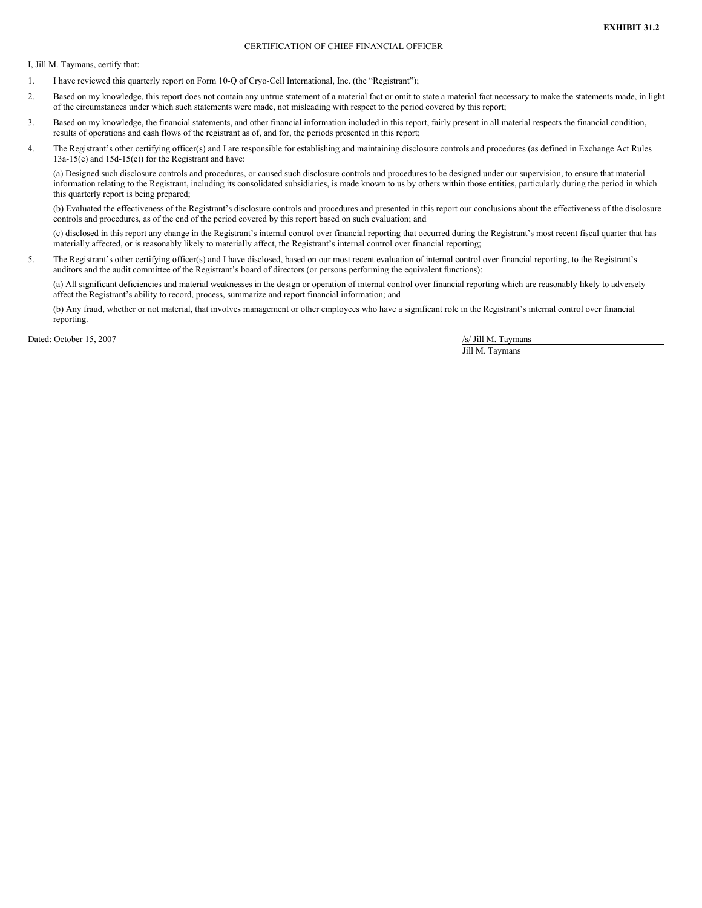**EXHIBIT 31.2**

CERTIFICATION OF CHIEF FINANCIAL OFFICER

I, Jill M. Taymans, certify that:

1. I have reviewed this quarterly report on Form 10-Q of Cryo-Cell International, Inc. (the "Registrant");

2. Based on my knowledge, this report does not contain any untrue statement of a material fact or omit to state a material fact necessary to make the statements made, in light of the circumstances under which such statements were made, not misleading with respect to the period covered by this report;

3. Based on my knowledge, the financial statements, and other financial information included in this report, fairly present in all material respects the financial condition, results of operations and cash flows of the registrant as of, and for, the periods presented in this report;

4. The Registrant's other certifying officer(s) and I are responsible for establishing and maintaining disclosure controls and procedures (as defined in Exchange Act Rules 13a-15(e) and 15d-15(e)) for the Registrant and have:

   (a) Designed such disclosure controls and procedures, or caused such disclosure controls and procedures to be designed under our supervision, to ensure that material information relating to the Registrant, including its consolidated subsidiaries, is made known to us by others within those entities, particularly during the period in which this quarterly report is being prepared;

   (b) Evaluated the effectiveness of the Registrant's disclosure controls and procedures and presented in this report our conclusions about the effectiveness of the disclosure controls and procedures, as of the end of the period covered by this report based on such evaluation; and

   (c) disclosed in this report any change in the Registrant's internal control over financial reporting that occurred during the Registrant's most recent fiscal quarter that has materially affected, or is reasonably likely to materially affect, the Registrant's internal control over financial reporting;

5. The Registrant's other certifying officer(s) and I have disclosed, based on our most recent evaluation of internal control over financial reporting, to the Registrant's auditors and the audit committee of the Registrant's board of directors (or persons performing the equivalent functions):

   (a) All significant deficiencies and material weaknesses in the design or operation of internal control over financial reporting which are reasonably likely to adversely affect the Registrant's ability to record, process, summarize and report financial information; and

   (b) Any fraud, whether or not material, that involves management or other employees who have a significant role in the Registrant's internal control over financial reporting.

Dated: October 15, 2007

/s/ Jill M. Taymans
Jill M. Taymans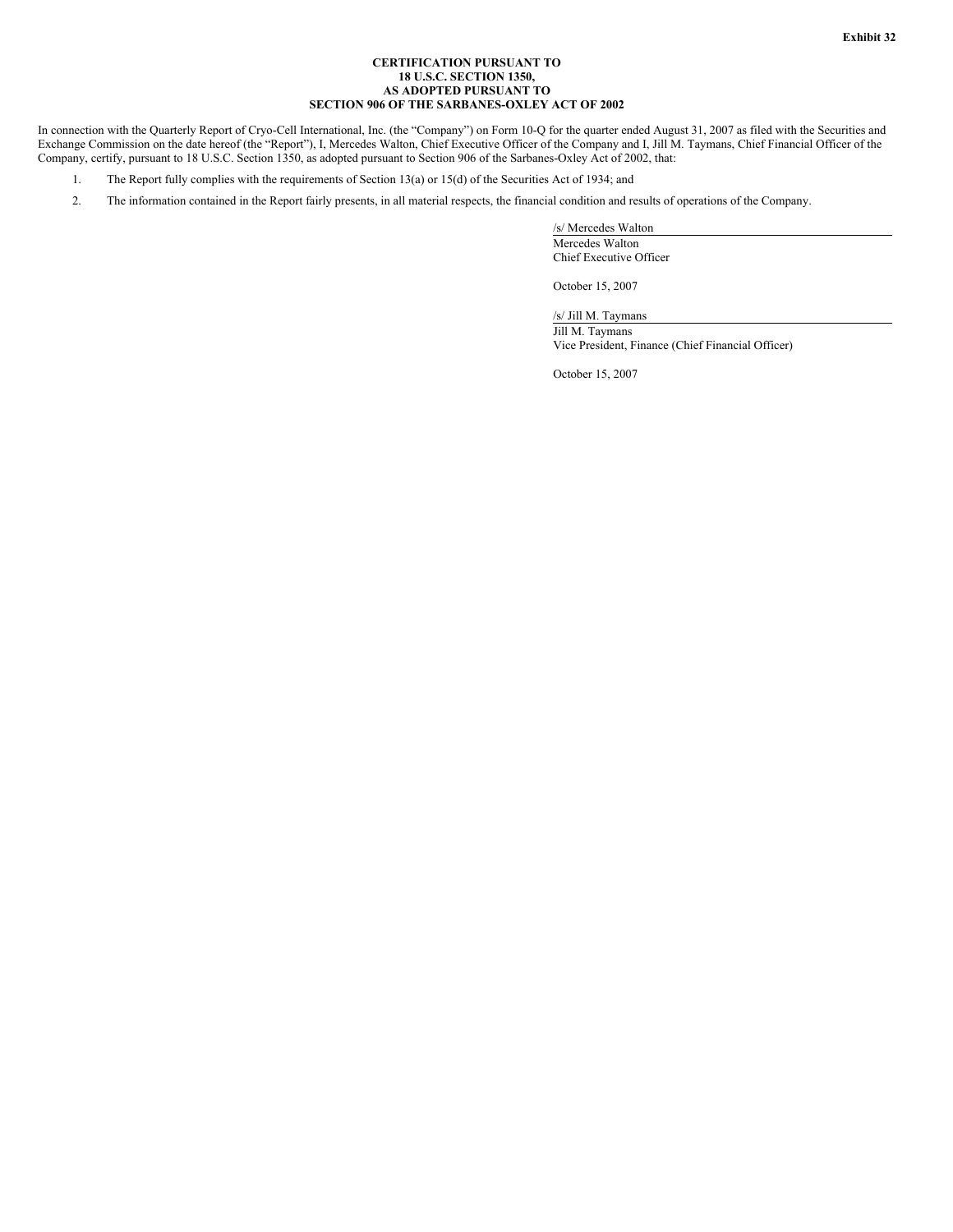**Exhibit 32**

**CERTIFICATION PURSUANT TO**
**18 U.S.C. SECTION 1350,**
**AS ADOPTED PURSUANT TO**
**SECTION 906 OF THE SARBANES-OXLEY ACT OF 2002**

In connection with the Quarterly Report of Cryo-Cell International, Inc. (the "Company") on Form 10-Q for the quarter ended August 31, 2007 as filed with the Securities and Exchange Commission on the date hereof (the "Report"), I, Mercedes Walton, Chief Executive Officer of the Company and I, Jill M. Taymans, Chief Financial Officer of the Company, certify, pursuant to 18 U.S.C. Section 1350, as adopted pursuant to Section 906 of the Sarbanes-Oxley Act of 2002, that:

1. The Report fully complies with the requirements of Section 13(a) or 15(d) of the Securities Act of 1934; and
2. The information contained in the Report fairly presents, in all material respects, the financial condition and results of operations of the Company.

/s/ Mercedes Walton
Mercedes Walton
Chief Executive Officer

October 15, 2007

/s/ Jill M. Taymans
Jill M. Taymans
Vice President, Finance (Chief Financial Officer)

October 15, 2007